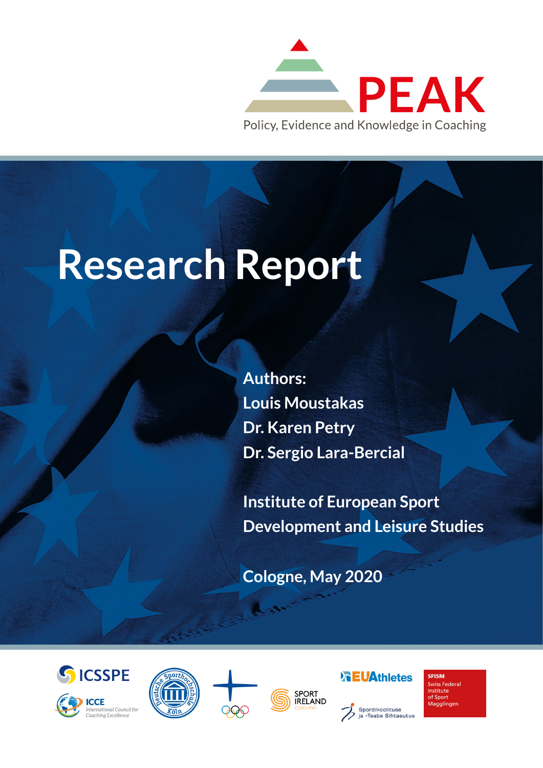PEAK

Policy, Evidence and Knowledge in Coaching

# Research Report

**Authors:**

**Louis Moustakas**

**Dr. Karen Petry**

**Dr. Sergio Lara-Bercial**

**Institute of European Sport Development and Leisure Studies**

**Cologne, May 2020**

ICSSPE

ICCE International Council for Coaching Excellence

Deutsche Sporthochschule Köln

SPORT IRELAND COACHING

EUAthletes

Spordikoolituse ja -Teabe Sihtasutus

SFISM Swiss Federal Institute of Sport Magglingen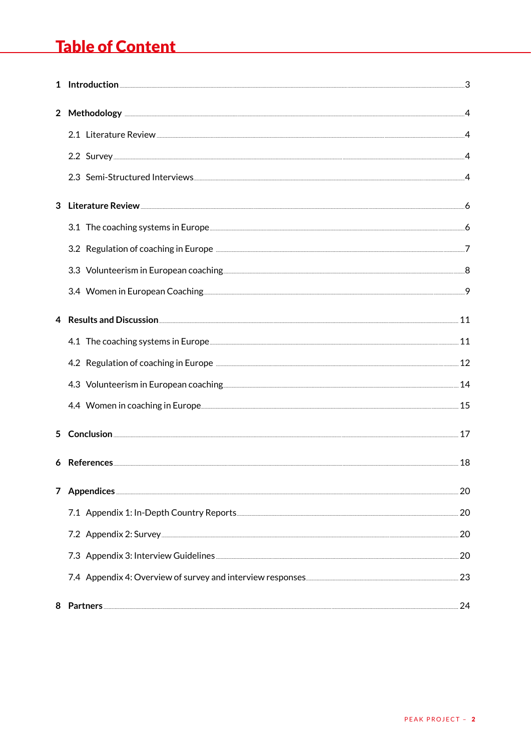# Table of Content

1 **Introduction** 3

2 **Methodology** 4

- 2.1 Literature Review 4
- 2.2 Survey 4
- 2.3 Semi-Structured Interviews 4

3 **Literature Review** 6

- 3.1 The coaching systems in Europe 6
- 3.2 Regulation of coaching in Europe 7
- 3.3 Volunteerism in European coaching 8
- 3.4 Women in European Coaching 9

4 **Results and Discussion** 11

- 4.1 The coaching systems in Europe 11
- 4.2 Regulation of coaching in Europe 12
- 4.3 Volunteerism in European coaching 14
- 4.4 Women in coaching in Europe 15

5 **Conclusion** 17

6 **References** 18

7 **Appendices** 20

- 7.1 Appendix 1: In-Depth Country Reports 20
- 7.2 Appendix 2: Survey 20
- 7.3 Appendix 3: Interview Guidelines 20
- 7.4 Appendix 4: Overview of survey and interview responses 23

8 **Partners** 24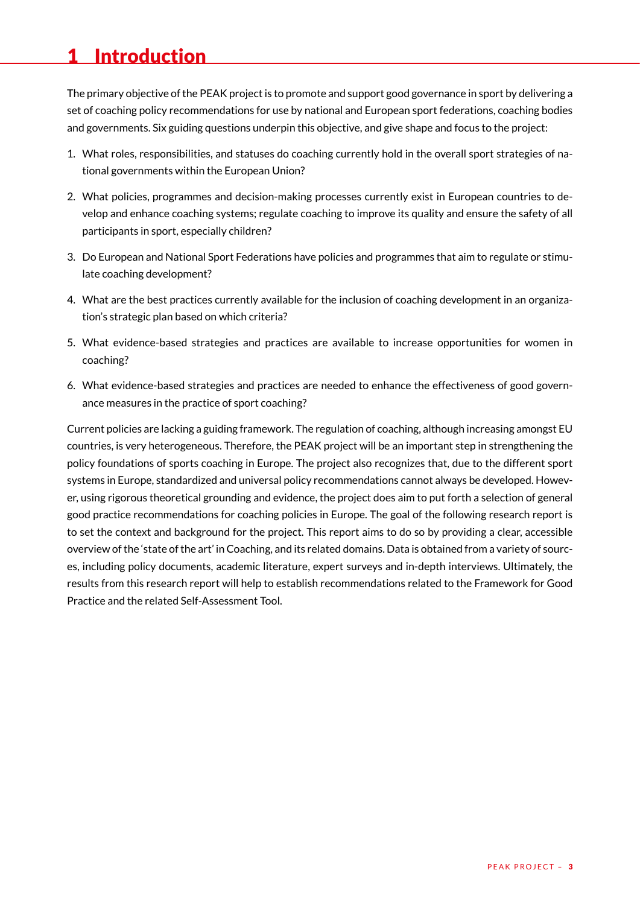# 1 Introduction

The primary objective of the PEAK project is to promote and support good governance in sport by delivering a set of coaching policy recommendations for use by national and European sport federations, coaching bodies and governments. Six guiding questions underpin this objective, and give shape and focus to the project:

1. What roles, responsibilities, and statuses do coaching currently hold in the overall sport strategies of national governments within the European Union?
2. What policies, programmes and decision-making processes currently exist in European countries to develop and enhance coaching systems; regulate coaching to improve its quality and ensure the safety of all participants in sport, especially children?
3. Do European and National Sport Federations have policies and programmes that aim to regulate or stimulate coaching development?
4. What are the best practices currently available for the inclusion of coaching development in an organization's strategic plan based on which criteria?
5. What evidence-based strategies and practices are available to increase opportunities for women in coaching?
6. What evidence-based strategies and practices are needed to enhance the effectiveness of good governance measures in the practice of sport coaching?

Current policies are lacking a guiding framework. The regulation of coaching, although increasing amongst EU countries, is very heterogeneous. Therefore, the PEAK project will be an important step in strengthening the policy foundations of sports coaching in Europe. The project also recognizes that, due to the different sport systems in Europe, standardized and universal policy recommendations cannot always be developed. However, using rigorous theoretical grounding and evidence, the project does aim to put forth a selection of general good practice recommendations for coaching policies in Europe. The goal of the following research report is to set the context and background for the project. This report aims to do so by providing a clear, accessible overview of the 'state of the art' in Coaching, and its related domains. Data is obtained from a variety of sources, including policy documents, academic literature, expert surveys and in-depth interviews. Ultimately, the results from this research report will help to establish recommendations related to the Framework for Good Practice and the related Self-Assessment Tool.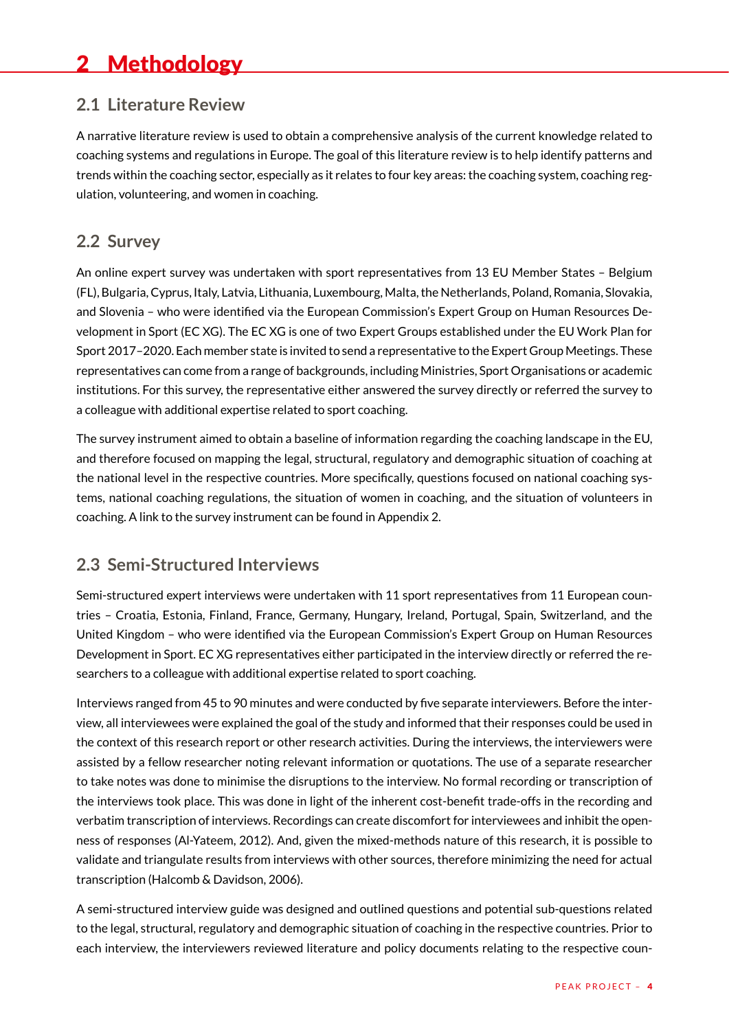# 2 Methodology

## 2.1 Literature Review

A narrative literature review is used to obtain a comprehensive analysis of the current knowledge related to coaching systems and regulations in Europe. The goal of this literature review is to help identify patterns and trends within the coaching sector, especially as it relates to four key areas: the coaching system, coaching regulation, volunteering, and women in coaching.

## 2.2 Survey

An online expert survey was undertaken with sport representatives from 13 EU Member States – Belgium (FL), Bulgaria, Cyprus, Italy, Latvia, Lithuania, Luxembourg, Malta, the Netherlands, Poland, Romania, Slovakia, and Slovenia – who were identified via the European Commission's Expert Group on Human Resources Development in Sport (EC XG). The EC XG is one of two Expert Groups established under the EU Work Plan for Sport 2017–2020. Each member state is invited to send a representative to the Expert Group Meetings. These representatives can come from a range of backgrounds, including Ministries, Sport Organisations or academic institutions. For this survey, the representative either answered the survey directly or referred the survey to a colleague with additional expertise related to sport coaching.

The survey instrument aimed to obtain a baseline of information regarding the coaching landscape in the EU, and therefore focused on mapping the legal, structural, regulatory and demographic situation of coaching at the national level in the respective countries. More specifically, questions focused on national coaching systems, national coaching regulations, the situation of women in coaching, and the situation of volunteers in coaching. A link to the survey instrument can be found in Appendix 2.

## 2.3 Semi-Structured Interviews

Semi-structured expert interviews were undertaken with 11 sport representatives from 11 European countries – Croatia, Estonia, Finland, France, Germany, Hungary, Ireland, Portugal, Spain, Switzerland, and the United Kingdom – who were identified via the European Commission's Expert Group on Human Resources Development in Sport. EC XG representatives either participated in the interview directly or referred the researchers to a colleague with additional expertise related to sport coaching.

Interviews ranged from 45 to 90 minutes and were conducted by five separate interviewers. Before the interview, all interviewees were explained the goal of the study and informed that their responses could be used in the context of this research report or other research activities. During the interviews, the interviewers were assisted by a fellow researcher noting relevant information or quotations. The use of a separate researcher to take notes was done to minimise the disruptions to the interview. No formal recording or transcription of the interviews took place. This was done in light of the inherent cost-benefit trade-offs in the recording and verbatim transcription of interviews. Recordings can create discomfort for interviewees and inhibit the openness of responses (Al-Yateem, 2012). And, given the mixed-methods nature of this research, it is possible to validate and triangulate results from interviews with other sources, therefore minimizing the need for actual transcription (Halcomb & Davidson, 2006).

A semi-structured interview guide was designed and outlined questions and potential sub-questions related to the legal, structural, regulatory and demographic situation of coaching in the respective countries. Prior to each interview, the interviewers reviewed literature and policy documents relating to the respective coun-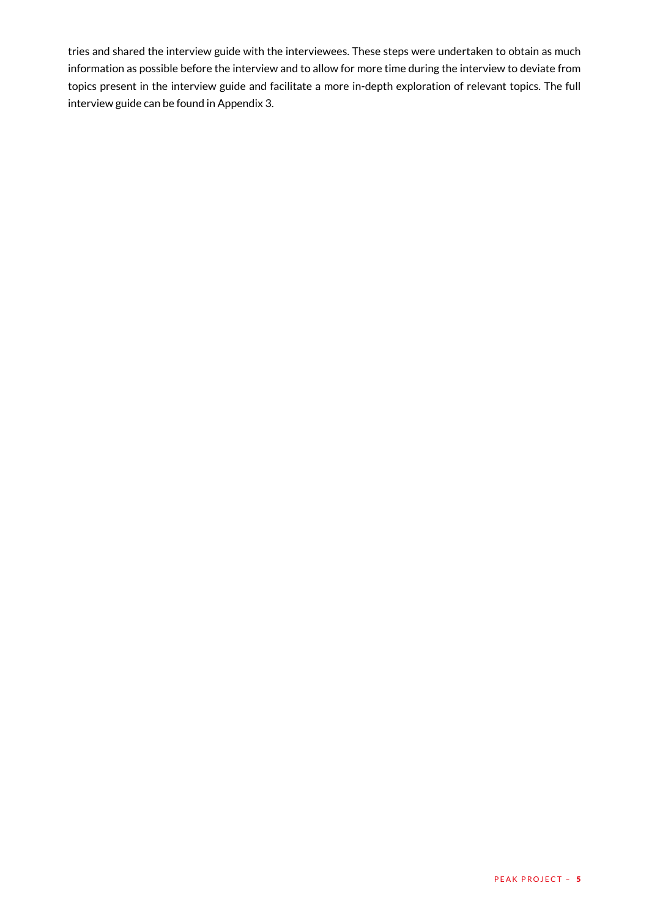tries and shared the interview guide with the interviewees. These steps were undertaken to obtain as much information as possible before the interview and to allow for more time during the interview to deviate from topics present in the interview guide and facilitate a more in-depth exploration of relevant topics. The full interview guide can be found in Appendix 3.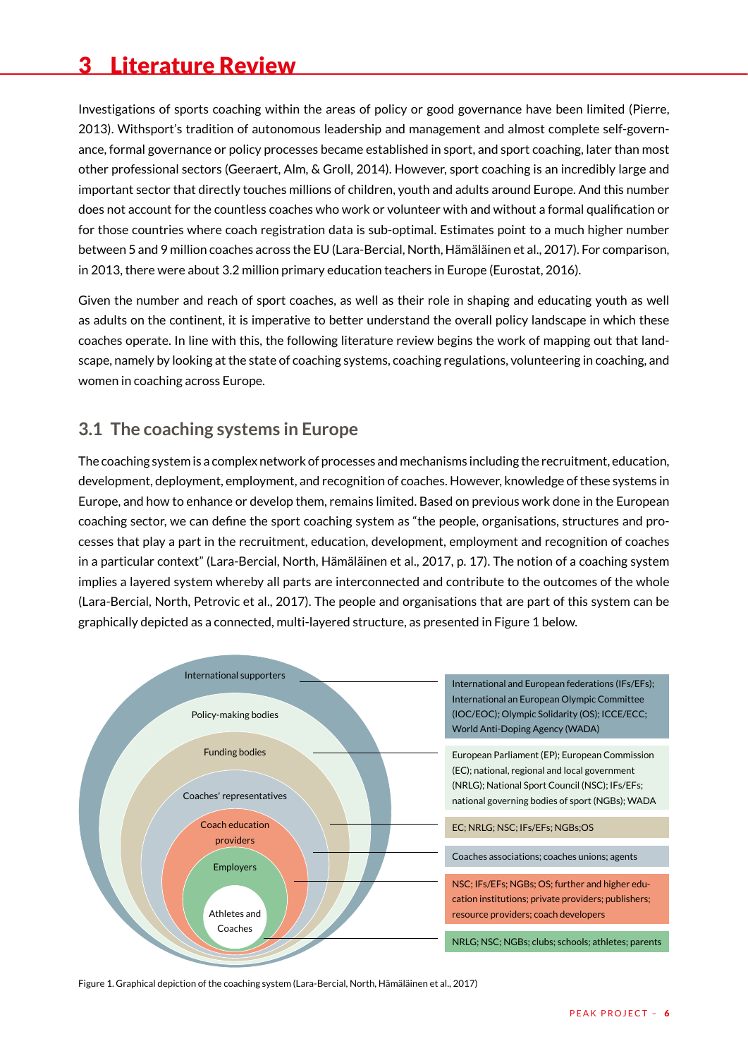# 3 Literature Review

Investigations of sports coaching within the areas of policy or good governance have been limited (Pierre, 2013). Withsport's tradition of autonomous leadership and management and almost complete self-governance, formal governance or policy processes became established in sport, and sport coaching, later than most other professional sectors (Geeraert, Alm, & Groll, 2014). However, sport coaching is an incredibly large and important sector that directly touches millions of children, youth and adults around Europe. And this number does not account for the countless coaches who work or volunteer with and without a formal qualification or for those countries where coach registration data is sub-optimal. Estimates point to a much higher number between 5 and 9 million coaches across the EU (Lara-Bercial, North, Hämäläinen et al., 2017). For comparison, in 2013, there were about 3.2 million primary education teachers in Europe (Eurostat, 2016).

Given the number and reach of sport coaches, as well as their role in shaping and educating youth as well as adults on the continent, it is imperative to better understand the overall policy landscape in which these coaches operate. In line with this, the following literature review begins the work of mapping out that landscape, namely by looking at the state of coaching systems, coaching regulations, volunteering in coaching, and women in coaching across Europe.

## 3.1 The coaching systems in Europe

The coaching system is a complex network of processes and mechanisms including the recruitment, education, development, deployment, employment, and recognition of coaches. However, knowledge of these systems in Europe, and how to enhance or develop them, remains limited. Based on previous work done in the European coaching sector, we can define the sport coaching system as "the people, organisations, structures and processes that play a part in the recruitment, education, development, employment and recognition of coaches in a particular context" (Lara-Bercial, North, Hämäläinen et al., 2017, p. 17). The notion of a coaching system implies a layered system whereby all parts are interconnected and contribute to the outcomes of the whole (Lara-Bercial, North, Petrovic et al., 2017). The people and organisations that are part of this system can be graphically depicted as a connected, multi-layered structure, as presented in Figure 1 below.

| Layer | Members |
|---|---|
| International supporters | International and European federations (IFs/EFs); International an European Olympic Committee (IOC/EOC); Olympic Solidarity (OS); ICCE/ECC; World Anti-Doping Agency (WADA) |
| Policy-making bodies | European Parliament (EP); European Commission (EC); national, regional and local government (NRLG); National Sport Council (NSC); IFs/EFs; national governing bodies of sport (NGBs); WADA |
| Funding bodies | EC; NRLG; NSC; IFs/EFs; NGBs;OS |
| Coaches' representatives | Coaches associations; coaches unions; agents |
| Coach education providers | NSC; IFs/EFs; NGBs; OS; further and higher education institutions; private providers; publishers; resource providers; coach developers |
| Employers | NRLG; NSC; NGBs; clubs; schools; athletes; parents |
| Athletes and Coaches | |

Figure 1. Graphical depiction of the coaching system (Lara-Bercial, North, Hämäläinen et al., 2017)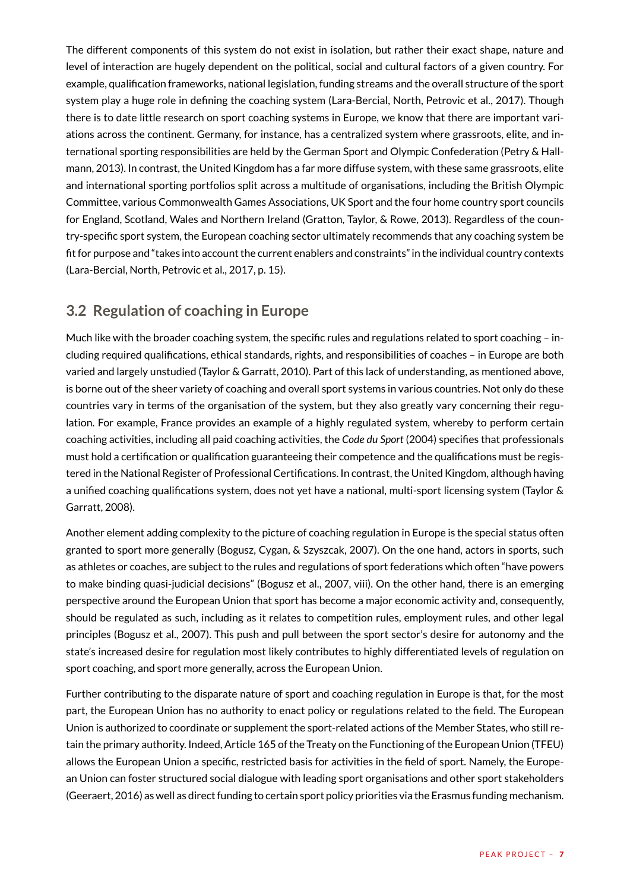The different components of this system do not exist in isolation, but rather their exact shape, nature and level of interaction are hugely dependent on the political, social and cultural factors of a given country. For example, qualification frameworks, national legislation, funding streams and the overall structure of the sport system play a huge role in defining the coaching system (Lara-Bercial, North, Petrovic et al., 2017). Though there is to date little research on sport coaching systems in Europe, we know that there are important variations across the continent. Germany, for instance, has a centralized system where grassroots, elite, and international sporting responsibilities are held by the German Sport and Olympic Confederation (Petry & Hallmann, 2013). In contrast, the United Kingdom has a far more diffuse system, with these same grassroots, elite and international sporting portfolios split across a multitude of organisations, including the British Olympic Committee, various Commonwealth Games Associations, UK Sport and the four home country sport councils for England, Scotland, Wales and Northern Ireland (Gratton, Taylor, & Rowe, 2013). Regardless of the country-specific sport system, the European coaching sector ultimately recommends that any coaching system be fit for purpose and "takes into account the current enablers and constraints" in the individual country contexts (Lara-Bercial, North, Petrovic et al., 2017, p. 15).

## 3.2 Regulation of coaching in Europe

Much like with the broader coaching system, the specific rules and regulations related to sport coaching – including required qualifications, ethical standards, rights, and responsibilities of coaches – in Europe are both varied and largely unstudied (Taylor & Garratt, 2010). Part of this lack of understanding, as mentioned above, is borne out of the sheer variety of coaching and overall sport systems in various countries. Not only do these countries vary in terms of the organisation of the system, but they also greatly vary concerning their regulation. For example, France provides an example of a highly regulated system, whereby to perform certain coaching activities, including all paid coaching activities, the *Code du Sport* (2004) specifies that professionals must hold a certification or qualification guaranteeing their competence and the qualifications must be registered in the National Register of Professional Certifications. In contrast, the United Kingdom, although having a unified coaching qualifications system, does not yet have a national, multi-sport licensing system (Taylor & Garratt, 2008).

Another element adding complexity to the picture of coaching regulation in Europe is the special status often granted to sport more generally (Bogusz, Cygan, & Szyszcak, 2007). On the one hand, actors in sports, such as athletes or coaches, are subject to the rules and regulations of sport federations which often "have powers to make binding quasi-judicial decisions" (Bogusz et al., 2007, viii). On the other hand, there is an emerging perspective around the European Union that sport has become a major economic activity and, consequently, should be regulated as such, including as it relates to competition rules, employment rules, and other legal principles (Bogusz et al., 2007). This push and pull between the sport sector's desire for autonomy and the state's increased desire for regulation most likely contributes to highly differentiated levels of regulation on sport coaching, and sport more generally, across the European Union.

Further contributing to the disparate nature of sport and coaching regulation in Europe is that, for the most part, the European Union has no authority to enact policy or regulations related to the field. The European Union is authorized to coordinate or supplement the sport-related actions of the Member States, who still retain the primary authority. Indeed, Article 165 of the Treaty on the Functioning of the European Union (TFEU) allows the European Union a specific, restricted basis for activities in the field of sport. Namely, the European Union can foster structured social dialogue with leading sport organisations and other sport stakeholders (Geeraert, 2016) as well as direct funding to certain sport policy priorities via the Erasmus funding mechanism.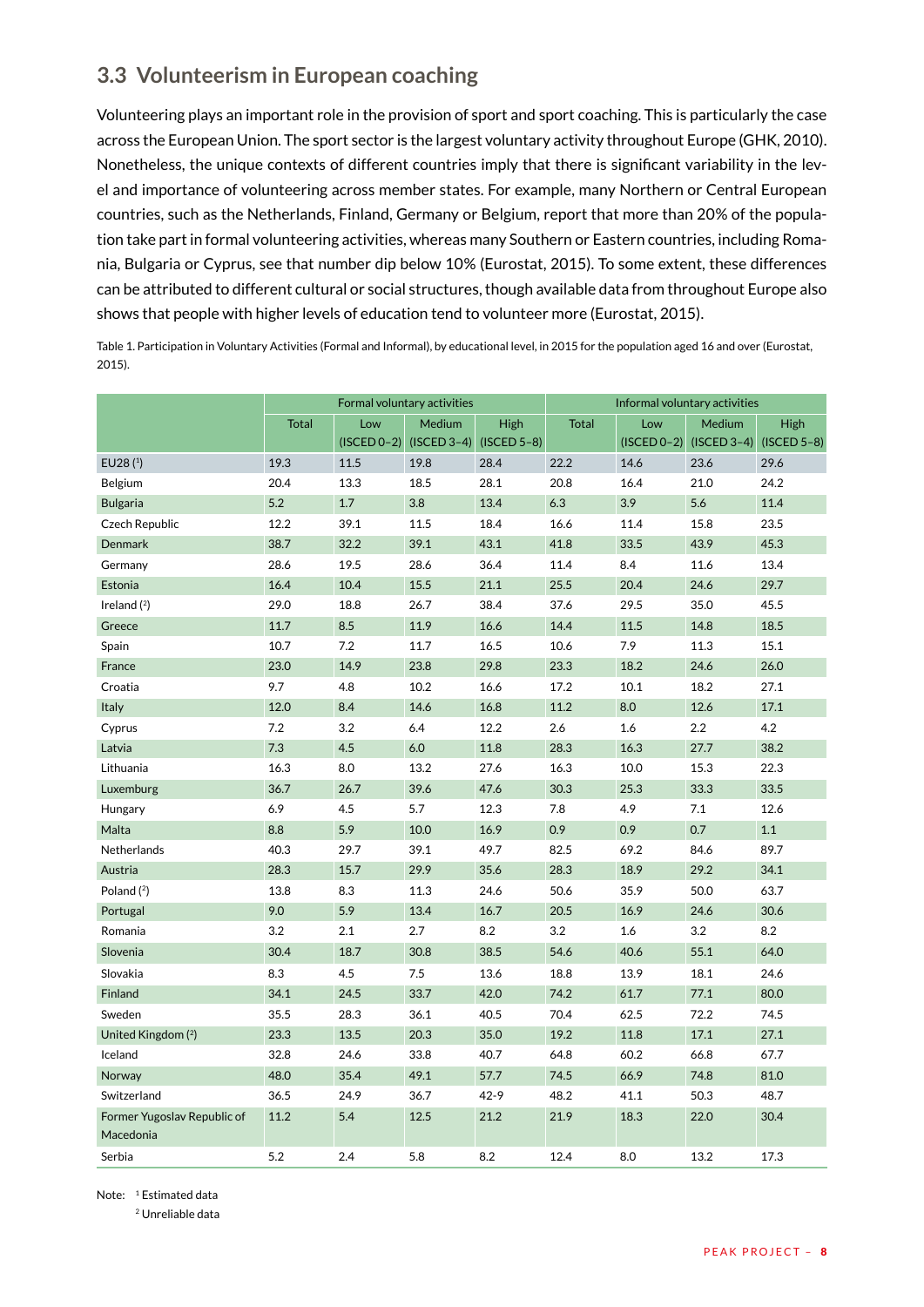## 3.3 Volunteerism in European coaching

Volunteering plays an important role in the provision of sport and sport coaching. This is particularly the case across the European Union. The sport sector is the largest voluntary activity throughout Europe (GHK, 2010). Nonetheless, the unique contexts of different countries imply that there is significant variability in the level and importance of volunteering across member states. For example, many Northern or Central European countries, such as the Netherlands, Finland, Germany or Belgium, report that more than 20% of the population take part in formal volunteering activities, whereas many Southern or Eastern countries, including Romania, Bulgaria or Cyprus, see that number dip below 10% (Eurostat, 2015). To some extent, these differences can be attributed to different cultural or social structures, though available data from throughout Europe also shows that people with higher levels of education tend to volunteer more (Eurostat, 2015).

Table 1. Participation in Voluntary Activities (Formal and Informal), by educational level, in 2015 for the population aged 16 and over (Eurostat, 2015).

| | Formal voluntary activities | | | | Informal voluntary activities | | | |
|---|---|---|---|---|---|---|---|---|
| | Total | Low (ISCED 0–2) | Medium (ISCED 3–4) | High (ISCED 5–8) | Total | Low (ISCED 0–2) | Medium (ISCED 3–4) | High (ISCED 5–8) |
| EU28 (1) | 19.3 | 11.5 | 19.8 | 28.4 | 22.2 | 14.6 | 23.6 | 29.6 |
| Belgium | 20.4 | 13.3 | 18.5 | 28.1 | 20.8 | 16.4 | 21.0 | 24.2 |
| Bulgaria | 5.2 | 1.7 | 3.8 | 13.4 | 6.3 | 3.9 | 5.6 | 11.4 |
| Czech Republic | 12.2 | 39.1 | 11.5 | 18.4 | 16.6 | 11.4 | 15.8 | 23.5 |
| Denmark | 38.7 | 32.2 | 39.1 | 43.1 | 41.8 | 33.5 | 43.9 | 45.3 |
| Germany | 28.6 | 19.5 | 28.6 | 36.4 | 11.4 | 8.4 | 11.6 | 13.4 |
| Estonia | 16.4 | 10.4 | 15.5 | 21.1 | 25.5 | 20.4 | 24.6 | 29.7 |
| Ireland (2) | 29.0 | 18.8 | 26.7 | 38.4 | 37.6 | 29.5 | 35.0 | 45.5 |
| Greece | 11.7 | 8.5 | 11.9 | 16.6 | 14.4 | 11.5 | 14.8 | 18.5 |
| Spain | 10.7 | 7.2 | 11.7 | 16.5 | 10.6 | 7.9 | 11.3 | 15.1 |
| France | 23.0 | 14.9 | 23.8 | 29.8 | 23.3 | 18.2 | 24.6 | 26.0 |
| Croatia | 9.7 | 4.8 | 10.2 | 16.6 | 17.2 | 10.1 | 18.2 | 27.1 |
| Italy | 12.0 | 8.4 | 14.6 | 16.8 | 11.2 | 8.0 | 12.6 | 17.1 |
| Cyprus | 7.2 | 3.2 | 6.4 | 12.2 | 2.6 | 1.6 | 2.2 | 4.2 |
| Latvia | 7.3 | 4.5 | 6.0 | 11.8 | 28.3 | 16.3 | 27.7 | 38.2 |
| Lithuania | 16.3 | 8.0 | 13.2 | 27.6 | 16.3 | 10.0 | 15.3 | 22.3 |
| Luxemburg | 36.7 | 26.7 | 39.6 | 47.6 | 30.3 | 25.3 | 33.3 | 33.5 |
| Hungary | 6.9 | 4.5 | 5.7 | 12.3 | 7.8 | 4.9 | 7.1 | 12.6 |
| Malta | 8.8 | 5.9 | 10.0 | 16.9 | 0.9 | 0.9 | 0.7 | 1.1 |
| Netherlands | 40.3 | 29.7 | 39.1 | 49.7 | 82.5 | 69.2 | 84.6 | 89.7 |
| Austria | 28.3 | 15.7 | 29.9 | 35.6 | 28.3 | 18.9 | 29.2 | 34.1 |
| Poland (2) | 13.8 | 8.3 | 11.3 | 24.6 | 50.6 | 35.9 | 50.0 | 63.7 |
| Portugal | 9.0 | 5.9 | 13.4 | 16.7 | 20.5 | 16.9 | 24.6 | 30.6 |
| Romania | 3.2 | 2.1 | 2.7 | 8.2 | 3.2 | 1.6 | 3.2 | 8.2 |
| Slovenia | 30.4 | 18.7 | 30.8 | 38.5 | 54.6 | 40.6 | 55.1 | 64.0 |
| Slovakia | 8.3 | 4.5 | 7.5 | 13.6 | 18.8 | 13.9 | 18.1 | 24.6 |
| Finland | 34.1 | 24.5 | 33.7 | 42.0 | 74.2 | 61.7 | 77.1 | 80.0 |
| Sweden | 35.5 | 28.3 | 36.1 | 40.5 | 70.4 | 62.5 | 72.2 | 74.5 |
| United Kingdom (2) | 23.3 | 13.5 | 20.3 | 35.0 | 19.2 | 11.8 | 17.1 | 27.1 |
| Iceland | 32.8 | 24.6 | 33.8 | 40.7 | 64.8 | 60.2 | 66.8 | 67.7 |
| Norway | 48.0 | 35.4 | 49.1 | 57.7 | 74.5 | 66.9 | 74.8 | 81.0 |
| Switzerland | 36.5 | 24.9 | 36.7 | 42-9 | 48.2 | 41.1 | 50.3 | 48.7 |
| Former Yugoslav Republic of Macedonia | 11.2 | 5.4 | 12.5 | 21.2 | 21.9 | 18.3 | 22.0 | 30.4 |
| Serbia | 5.2 | 2.4 | 5.8 | 8.2 | 12.4 | 8.0 | 13.2 | 17.3 |

Note: [1] Estimated data
[2] Unreliable data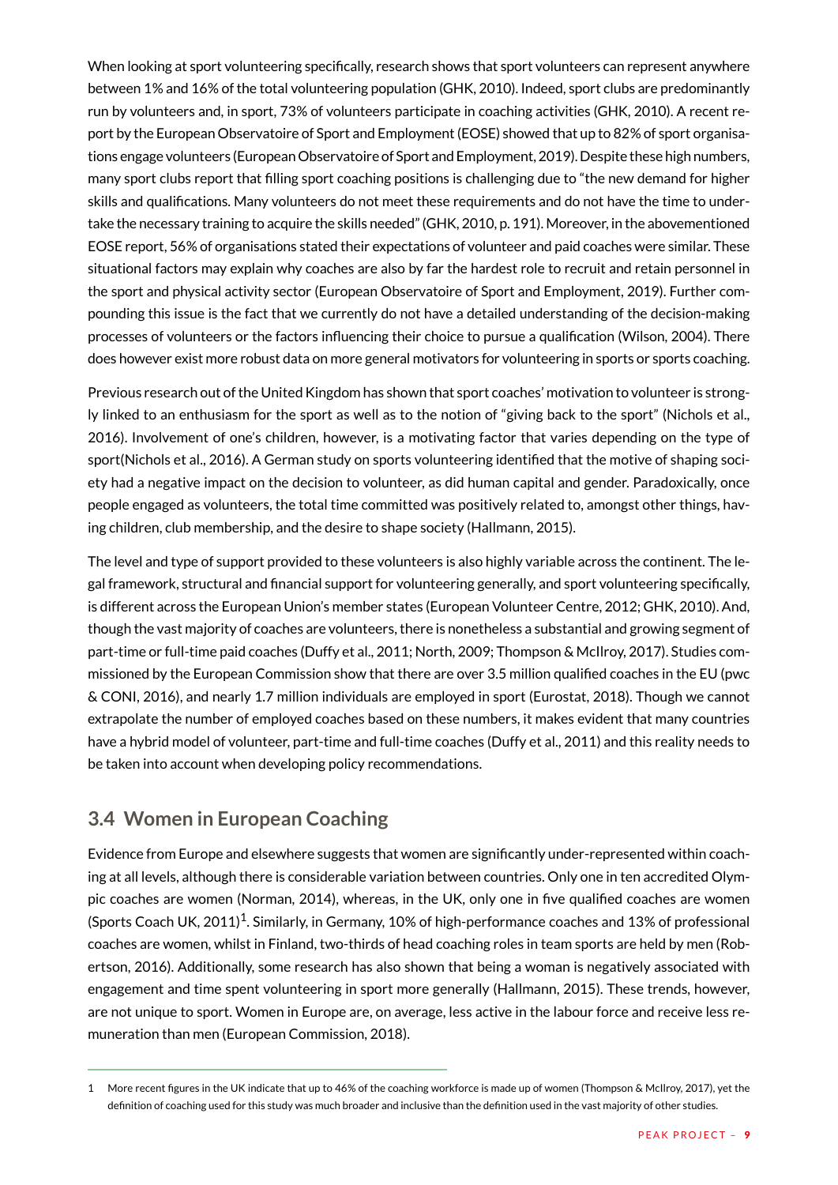When looking at sport volunteering specifically, research shows that sport volunteers can represent anywhere between 1% and 16% of the total volunteering population (GHK, 2010). Indeed, sport clubs are predominantly run by volunteers and, in sport, 73% of volunteers participate in coaching activities (GHK, 2010). A recent report by the European Observatoire of Sport and Employment (EOSE) showed that up to 82% of sport organisations engage volunteers (European Observatoire of Sport and Employment, 2019). Despite these high numbers, many sport clubs report that filling sport coaching positions is challenging due to "the new demand for higher skills and qualifications. Many volunteers do not meet these requirements and do not have the time to undertake the necessary training to acquire the skills needed" (GHK, 2010, p. 191). Moreover, in the abovementioned EOSE report, 56% of organisations stated their expectations of volunteer and paid coaches were similar. These situational factors may explain why coaches are also by far the hardest role to recruit and retain personnel in the sport and physical activity sector (European Observatoire of Sport and Employment, 2019). Further compounding this issue is the fact that we currently do not have a detailed understanding of the decision-making processes of volunteers or the factors influencing their choice to pursue a qualification (Wilson, 2004). There does however exist more robust data on more general motivators for volunteering in sports or sports coaching.

Previous research out of the United Kingdom has shown that sport coaches' motivation to volunteer is strongly linked to an enthusiasm for the sport as well as to the notion of "giving back to the sport" (Nichols et al., 2016). Involvement of one's children, however, is a motivating factor that varies depending on the type of sport(Nichols et al., 2016). A German study on sports volunteering identified that the motive of shaping society had a negative impact on the decision to volunteer, as did human capital and gender. Paradoxically, once people engaged as volunteers, the total time committed was positively related to, amongst other things, having children, club membership, and the desire to shape society (Hallmann, 2015).

The level and type of support provided to these volunteers is also highly variable across the continent. The legal framework, structural and financial support for volunteering generally, and sport volunteering specifically, is different across the European Union's member states (European Volunteer Centre, 2012; GHK, 2010). And, though the vast majority of coaches are volunteers, there is nonetheless a substantial and growing segment of part-time or full-time paid coaches (Duffy et al., 2011; North, 2009; Thompson & McIlroy, 2017). Studies commissioned by the European Commission show that there are over 3.5 million qualified coaches in the EU (pwc & CONI, 2016), and nearly 1.7 million individuals are employed in sport (Eurostat, 2018). Though we cannot extrapolate the number of employed coaches based on these numbers, it makes evident that many countries have a hybrid model of volunteer, part-time and full-time coaches (Duffy et al., 2011) and this reality needs to be taken into account when developing policy recommendations.

## 3.4 Women in European Coaching

Evidence from Europe and elsewhere suggests that women are significantly under-represented within coaching at all levels, although there is considerable variation between countries. Only one in ten accredited Olympic coaches are women (Norman, 2014), whereas, in the UK, only one in five qualified coaches are women (Sports Coach UK, 2011)[1]. Similarly, in Germany, 10% of high-performance coaches and 13% of professional coaches are women, whilst in Finland, two-thirds of head coaching roles in team sports are held by men (Robertson, 2016). Additionally, some research has also shown that being a woman is negatively associated with engagement and time spent volunteering in sport more generally (Hallmann, 2015). These trends, however, are not unique to sport. Women in Europe are, on average, less active in the labour force and receive less remuneration than men (European Commission, 2018).

---

1 More recent figures in the UK indicate that up to 46% of the coaching workforce is made up of women (Thompson & McIlroy, 2017), yet the definition of coaching used for this study was much broader and inclusive than the definition used in the vast majority of other studies.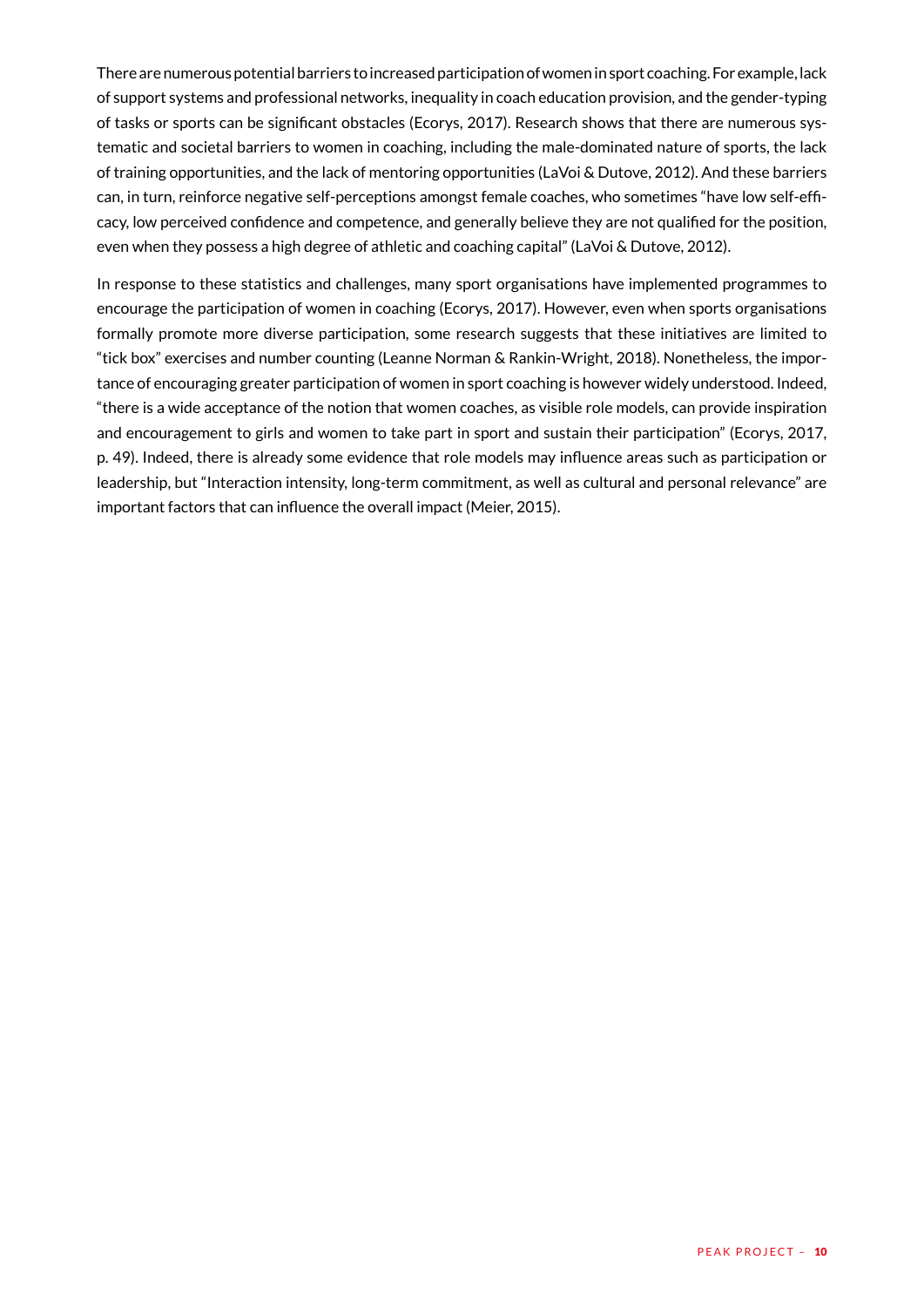There are numerous potential barriers to increased participation of women in sport coaching. For example, lack of support systems and professional networks, inequality in coach education provision, and the gender-typing of tasks or sports can be significant obstacles (Ecorys, 2017). Research shows that there are numerous systematic and societal barriers to women in coaching, including the male-dominated nature of sports, the lack of training opportunities, and the lack of mentoring opportunities (LaVoi & Dutove, 2012). And these barriers can, in turn, reinforce negative self-perceptions amongst female coaches, who sometimes "have low self-efficacy, low perceived confidence and competence, and generally believe they are not qualified for the position, even when they possess a high degree of athletic and coaching capital" (LaVoi & Dutove, 2012).

In response to these statistics and challenges, many sport organisations have implemented programmes to encourage the participation of women in coaching (Ecorys, 2017). However, even when sports organisations formally promote more diverse participation, some research suggests that these initiatives are limited to "tick box" exercises and number counting (Leanne Norman & Rankin-Wright, 2018). Nonetheless, the importance of encouraging greater participation of women in sport coaching is however widely understood. Indeed, "there is a wide acceptance of the notion that women coaches, as visible role models, can provide inspiration and encouragement to girls and women to take part in sport and sustain their participation" (Ecorys, 2017, p. 49). Indeed, there is already some evidence that role models may influence areas such as participation or leadership, but "Interaction intensity, long-term commitment, as well as cultural and personal relevance" are important factors that can influence the overall impact (Meier, 2015).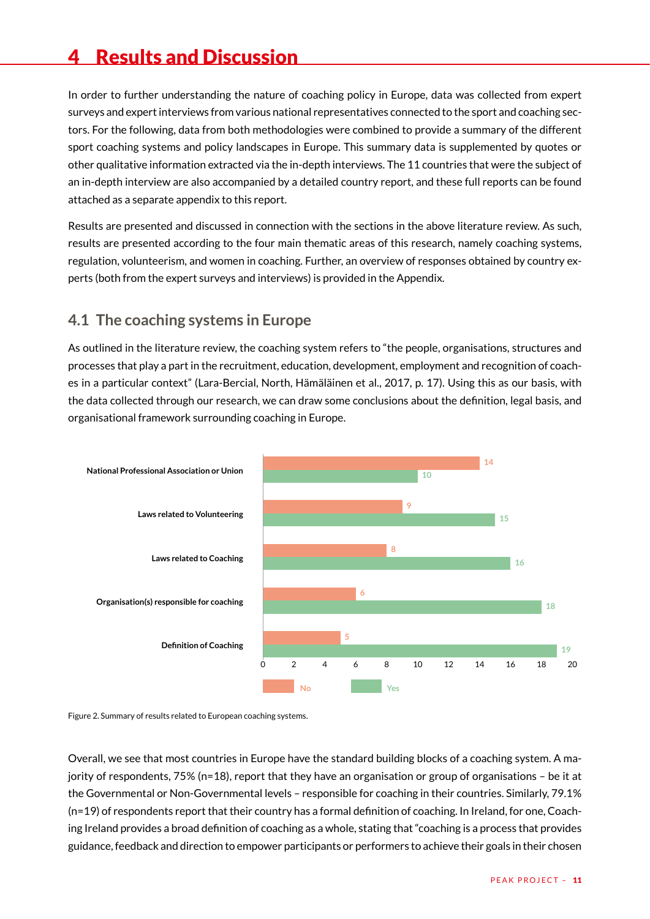# 4 Results and Discussion

In order to further understanding the nature of coaching policy in Europe, data was collected from expert surveys and expert interviews from various national representatives connected to the sport and coaching sectors. For the following, data from both methodologies were combined to provide a summary of the different sport coaching systems and policy landscapes in Europe. This summary data is supplemented by quotes or other qualitative information extracted via the in-depth interviews. The 11 countries that were the subject of an in-depth interview are also accompanied by a detailed country report, and these full reports can be found attached as a separate appendix to this report.

Results are presented and discussed in connection with the sections in the above literature review. As such, results are presented according to the four main thematic areas of this research, namely coaching systems, regulation, volunteerism, and women in coaching. Further, an overview of responses obtained by country experts (both from the expert surveys and interviews) is provided in the Appendix.

## 4.1 The coaching systems in Europe

As outlined in the literature review, the coaching system refers to "the people, organisations, structures and processes that play a part in the recruitment, education, development, employment and recognition of coaches in a particular context" (Lara-Bercial, North, Hämäläinen et al., 2017, p. 17). Using this as our basis, with the data collected through our research, we can draw some conclusions about the definition, legal basis, and organisational framework surrounding coaching in Europe.

| | No | Yes |
|---|---|---|
| National Professional Association or Union | 14 | 10 |
| Laws related to Volunteering | 9 | 15 |
| Laws related to Coaching | 8 | 16 |
| Organisation(s) responsible for coaching | 6 | 18 |
| Definition of Coaching | 5 | 19 |

Figure 2. Summary of results related to European coaching systems.

Overall, we see that most countries in Europe have the standard building blocks of a coaching system. A majority of respondents, 75% (n=18), report that they have an organisation or group of organisations – be it at the Governmental or Non-Governmental levels – responsible for coaching in their countries. Similarly, 79.1% (n=19) of respondents report that their country has a formal definition of coaching. In Ireland, for one, Coaching Ireland provides a broad definition of coaching as a whole, stating that "coaching is a process that provides guidance, feedback and direction to empower participants or performers to achieve their goals in their chosen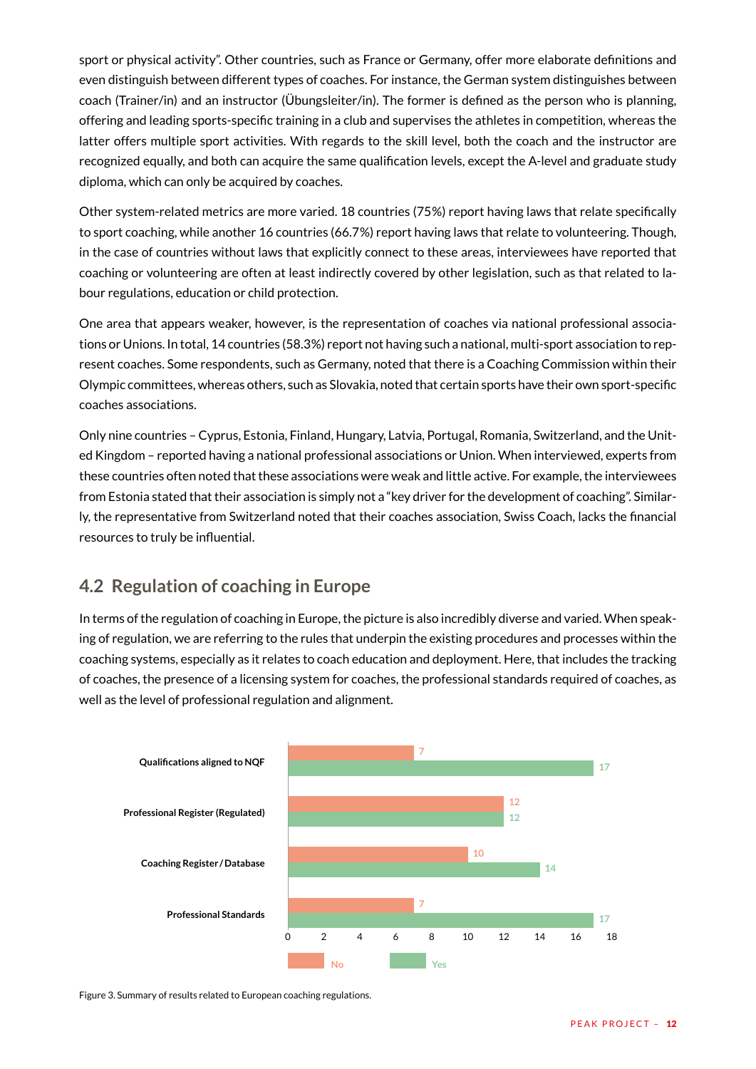sport or physical activity". Other countries, such as France or Germany, offer more elaborate definitions and even distinguish between different types of coaches. For instance, the German system distinguishes between coach (Trainer/in) and an instructor (Übungsleiter/in). The former is defined as the person who is planning, offering and leading sports-specific training in a club and supervises the athletes in competition, whereas the latter offers multiple sport activities. With regards to the skill level, both the coach and the instructor are recognized equally, and both can acquire the same qualification levels, except the A-level and graduate study diploma, which can only be acquired by coaches.

Other system-related metrics are more varied. 18 countries (75%) report having laws that relate specifically to sport coaching, while another 16 countries (66.7%) report having laws that relate to volunteering. Though, in the case of countries without laws that explicitly connect to these areas, interviewees have reported that coaching or volunteering are often at least indirectly covered by other legislation, such as that related to labour regulations, education or child protection.

One area that appears weaker, however, is the representation of coaches via national professional associations or Unions. In total, 14 countries (58.3%) report not having such a national, multi-sport association to represent coaches. Some respondents, such as Germany, noted that there is a Coaching Commission within their Olympic committees, whereas others, such as Slovakia, noted that certain sports have their own sport-specific coaches associations.

Only nine countries – Cyprus, Estonia, Finland, Hungary, Latvia, Portugal, Romania, Switzerland, and the United Kingdom – reported having a national professional associations or Union. When interviewed, experts from these countries often noted that these associations were weak and little active. For example, the interviewees from Estonia stated that their association is simply not a "key driver for the development of coaching". Similarly, the representative from Switzerland noted that their coaches association, Swiss Coach, lacks the financial resources to truly be influential.

## 4.2 Regulation of coaching in Europe

In terms of the regulation of coaching in Europe, the picture is also incredibly diverse and varied. When speaking of regulation, we are referring to the rules that underpin the existing procedures and processes within the coaching systems, especially as it relates to coach education and deployment. Here, that includes the tracking of coaches, the presence of a licensing system for coaches, the professional standards required of coaches, as well as the level of professional regulation and alignment.

| | No | Yes |
|---|---|---|
| Qualifications aligned to NQF | 7 | 17 |
| Professional Register (Regulated) | 12 | 12 |
| Coaching Register / Database | 10 | 14 |
| Professional Standards | 7 | 17 |

Figure 3. Summary of results related to European coaching regulations.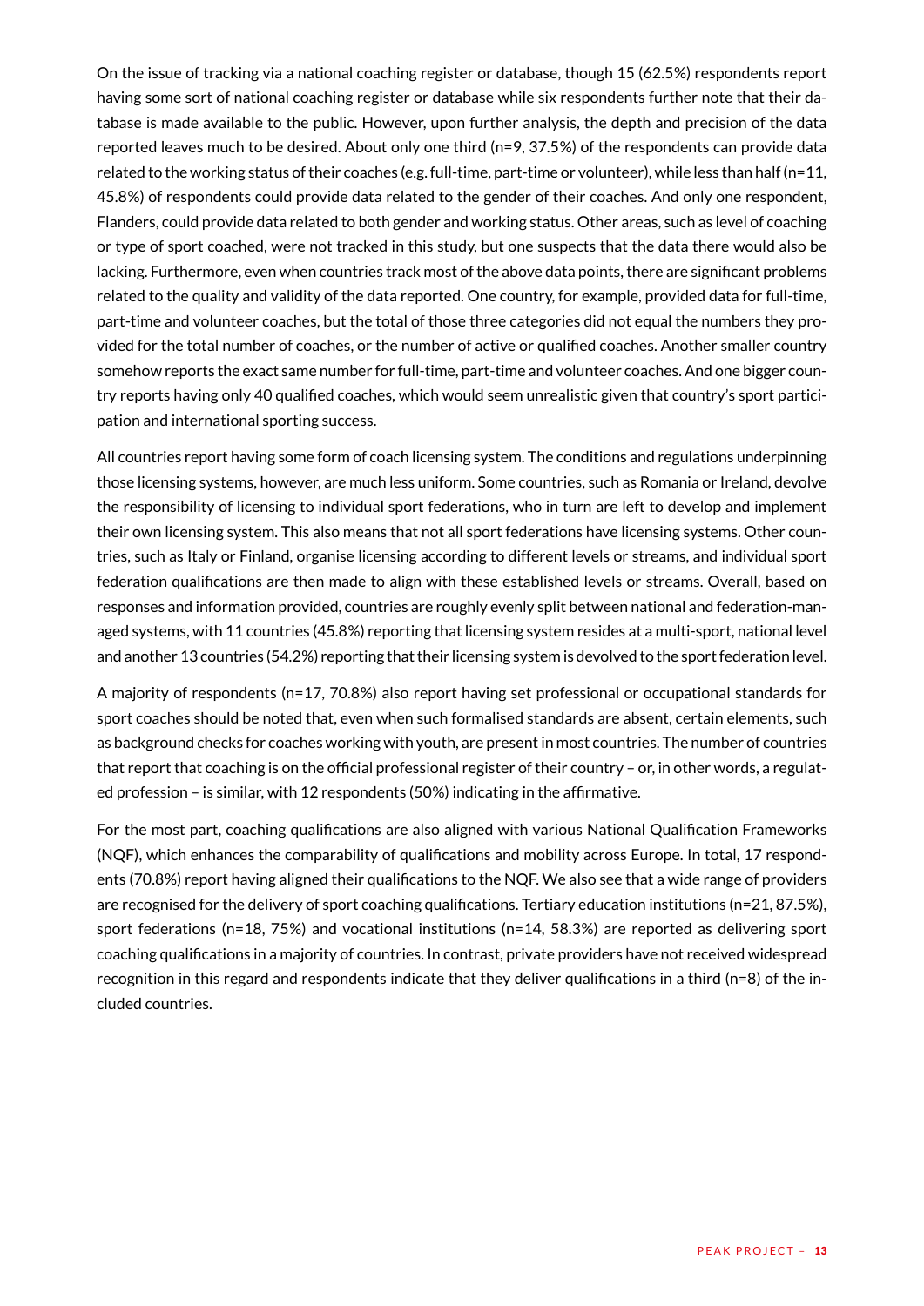On the issue of tracking via a national coaching register or database, though 15 (62.5%) respondents report having some sort of national coaching register or database while six respondents further note that their database is made available to the public. However, upon further analysis, the depth and precision of the data reported leaves much to be desired. About only one third (n=9, 37.5%) of the respondents can provide data related to the working status of their coaches (e.g. full-time, part-time or volunteer), while less than half (n=11, 45.8%) of respondents could provide data related to the gender of their coaches. And only one respondent, Flanders, could provide data related to both gender and working status. Other areas, such as level of coaching or type of sport coached, were not tracked in this study, but one suspects that the data there would also be lacking. Furthermore, even when countries track most of the above data points, there are significant problems related to the quality and validity of the data reported. One country, for example, provided data for full-time, part-time and volunteer coaches, but the total of those three categories did not equal the numbers they provided for the total number of coaches, or the number of active or qualified coaches. Another smaller country somehow reports the exact same number for full-time, part-time and volunteer coaches. And one bigger country reports having only 40 qualified coaches, which would seem unrealistic given that country's sport participation and international sporting success.

All countries report having some form of coach licensing system. The conditions and regulations underpinning those licensing systems, however, are much less uniform. Some countries, such as Romania or Ireland, devolve the responsibility of licensing to individual sport federations, who in turn are left to develop and implement their own licensing system. This also means that not all sport federations have licensing systems. Other countries, such as Italy or Finland, organise licensing according to different levels or streams, and individual sport federation qualifications are then made to align with these established levels or streams. Overall, based on responses and information provided, countries are roughly evenly split between national and federation-managed systems, with 11 countries (45.8%) reporting that licensing system resides at a multi-sport, national level and another 13 countries (54.2%) reporting that their licensing system is devolved to the sport federation level.

A majority of respondents (n=17, 70.8%) also report having set professional or occupational standards for sport coaches should be noted that, even when such formalised standards are absent, certain elements, such as background checks for coaches working with youth, are present in most countries. The number of countries that report that coaching is on the official professional register of their country – or, in other words, a regulated profession – is similar, with 12 respondents (50%) indicating in the affirmative.

For the most part, coaching qualifications are also aligned with various National Qualification Frameworks (NQF), which enhances the comparability of qualifications and mobility across Europe. In total, 17 respondents (70.8%) report having aligned their qualifications to the NQF. We also see that a wide range of providers are recognised for the delivery of sport coaching qualifications. Tertiary education institutions (n=21, 87.5%), sport federations (n=18, 75%) and vocational institutions (n=14, 58.3%) are reported as delivering sport coaching qualifications in a majority of countries. In contrast, private providers have not received widespread recognition in this regard and respondents indicate that they deliver qualifications in a third (n=8) of the included countries.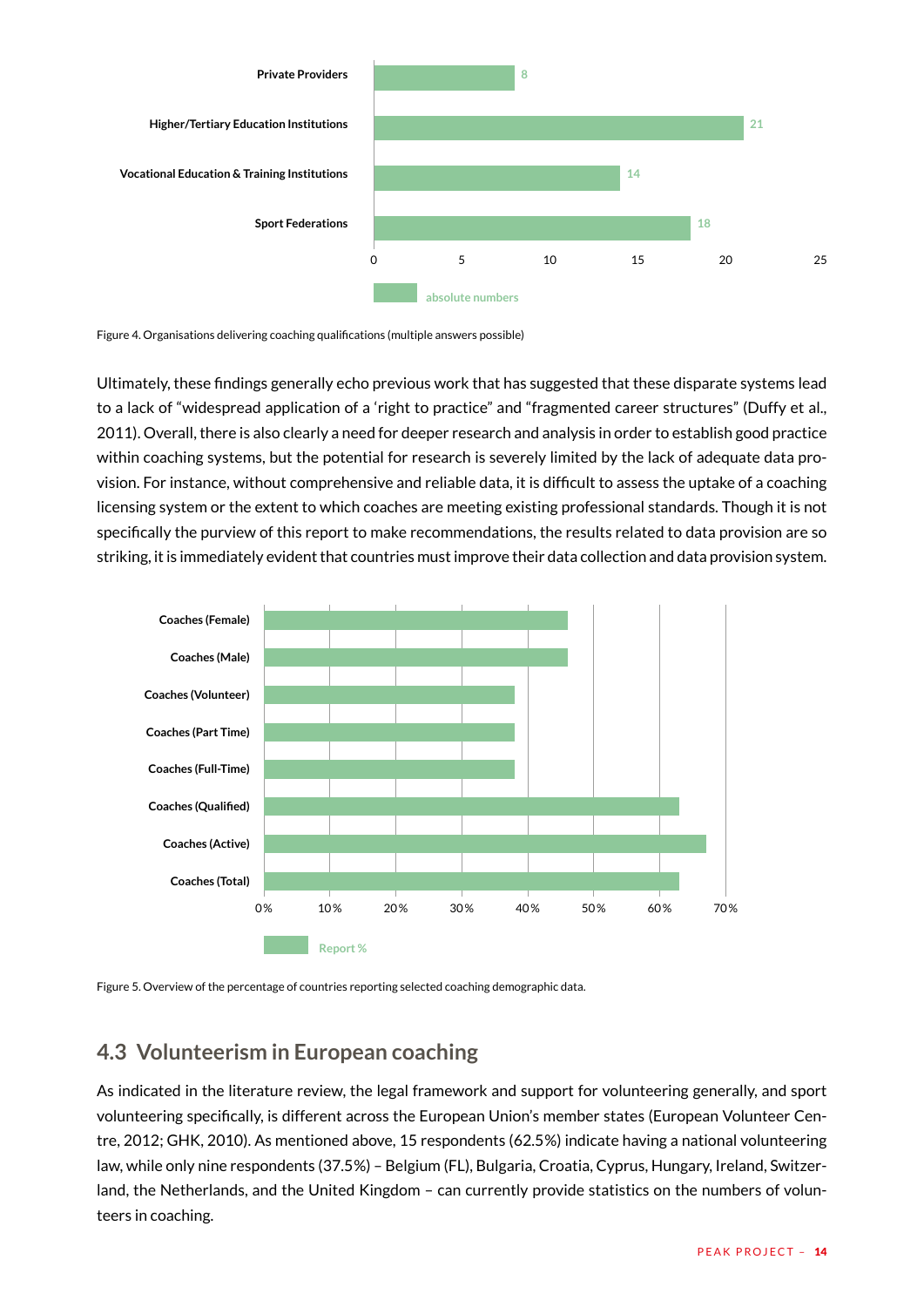| | absolute numbers |
|---|---|
| Private Providers | 8 |
| Higher/Tertiary Education Institutions | 21 |
| Vocational Education & Training Institutions | 14 |
| Sport Federations | 18 |

Figure 4. Organisations delivering coaching qualifications (multiple answers possible)

Ultimately, these findings generally echo previous work that has suggested that these disparate systems lead to a lack of "widespread application of a 'right to practice" and "fragmented career structures" (Duffy et al., 2011). Overall, there is also clearly a need for deeper research and analysis in order to establish good practice within coaching systems, but the potential for research is severely limited by the lack of adequate data provision. For instance, without comprehensive and reliable data, it is difficult to assess the uptake of a coaching licensing system or the extent to which coaches are meeting existing professional standards. Though it is not specifically the purview of this report to make recommendations, the results related to data provision are so striking, it is immediately evident that countries must improve their data collection and data provision system.

Figure 5. Overview of the percentage of countries reporting selected coaching demographic data.

## 4.3 Volunteerism in European coaching

As indicated in the literature review, the legal framework and support for volunteering generally, and sport volunteering specifically, is different across the European Union's member states (European Volunteer Centre, 2012; GHK, 2010). As mentioned above, 15 respondents (62.5%) indicate having a national volunteering law, while only nine respondents (37.5%) – Belgium (FL), Bulgaria, Croatia, Cyprus, Hungary, Ireland, Switzerland, the Netherlands, and the United Kingdom – can currently provide statistics on the numbers of volunteers in coaching.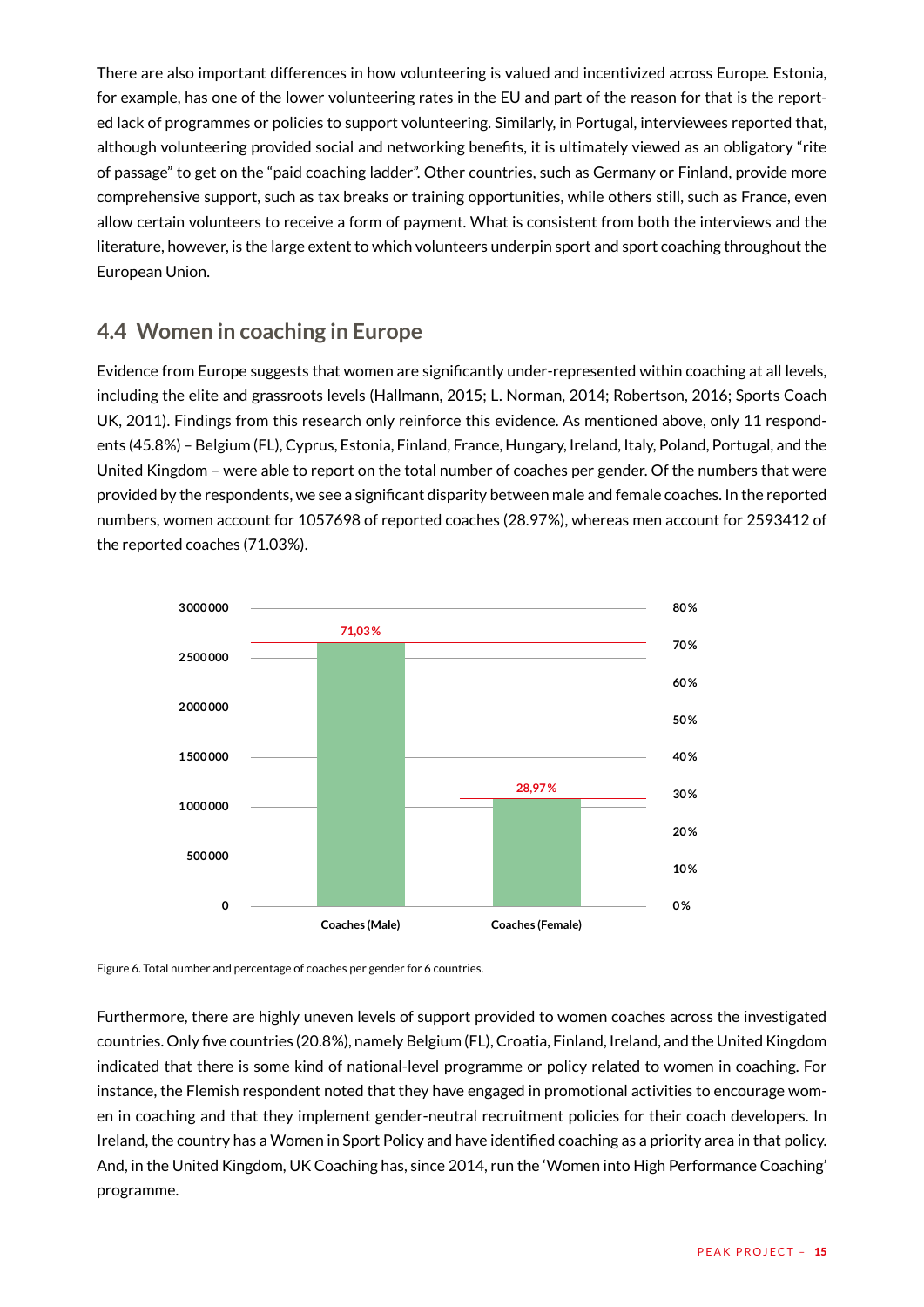There are also important differences in how volunteering is valued and incentivized across Europe. Estonia, for example, has one of the lower volunteering rates in the EU and part of the reason for that is the reported lack of programmes or policies to support volunteering. Similarly, in Portugal, interviewees reported that, although volunteering provided social and networking benefits, it is ultimately viewed as an obligatory "rite of passage" to get on the "paid coaching ladder". Other countries, such as Germany or Finland, provide more comprehensive support, such as tax breaks or training opportunities, while others still, such as France, even allow certain volunteers to receive a form of payment. What is consistent from both the interviews and the literature, however, is the large extent to which volunteers underpin sport and sport coaching throughout the European Union.

## 4.4 Women in coaching in Europe

Evidence from Europe suggests that women are significantly under-represented within coaching at all levels, including the elite and grassroots levels (Hallmann, 2015; L. Norman, 2014; Robertson, 2016; Sports Coach UK, 2011). Findings from this research only reinforce this evidence. As mentioned above, only 11 respondents (45.8%) – Belgium (FL), Cyprus, Estonia, Finland, France, Hungary, Ireland, Italy, Poland, Portugal, and the United Kingdom – were able to report on the total number of coaches per gender. Of the numbers that were provided by the respondents, we see a significant disparity between male and female coaches. In the reported numbers, women account for 1057698 of reported coaches (28.97%), whereas men account for 2593412 of the reported coaches (71.03%).

| | Coaches (Male) | Coaches (Female) |
|---|---|---|
| Percentage | 71,03% | 28,97% |

Figure 6. Total number and percentage of coaches per gender for 6 countries.

Furthermore, there are highly uneven levels of support provided to women coaches across the investigated countries. Only five countries (20.8%), namely Belgium (FL), Croatia, Finland, Ireland, and the United Kingdom indicated that there is some kind of national-level programme or policy related to women in coaching. For instance, the Flemish respondent noted that they have engaged in promotional activities to encourage women in coaching and that they implement gender-neutral recruitment policies for their coach developers. In Ireland, the country has a Women in Sport Policy and have identified coaching as a priority area in that policy. And, in the United Kingdom, UK Coaching has, since 2014, run the 'Women into High Performance Coaching' programme.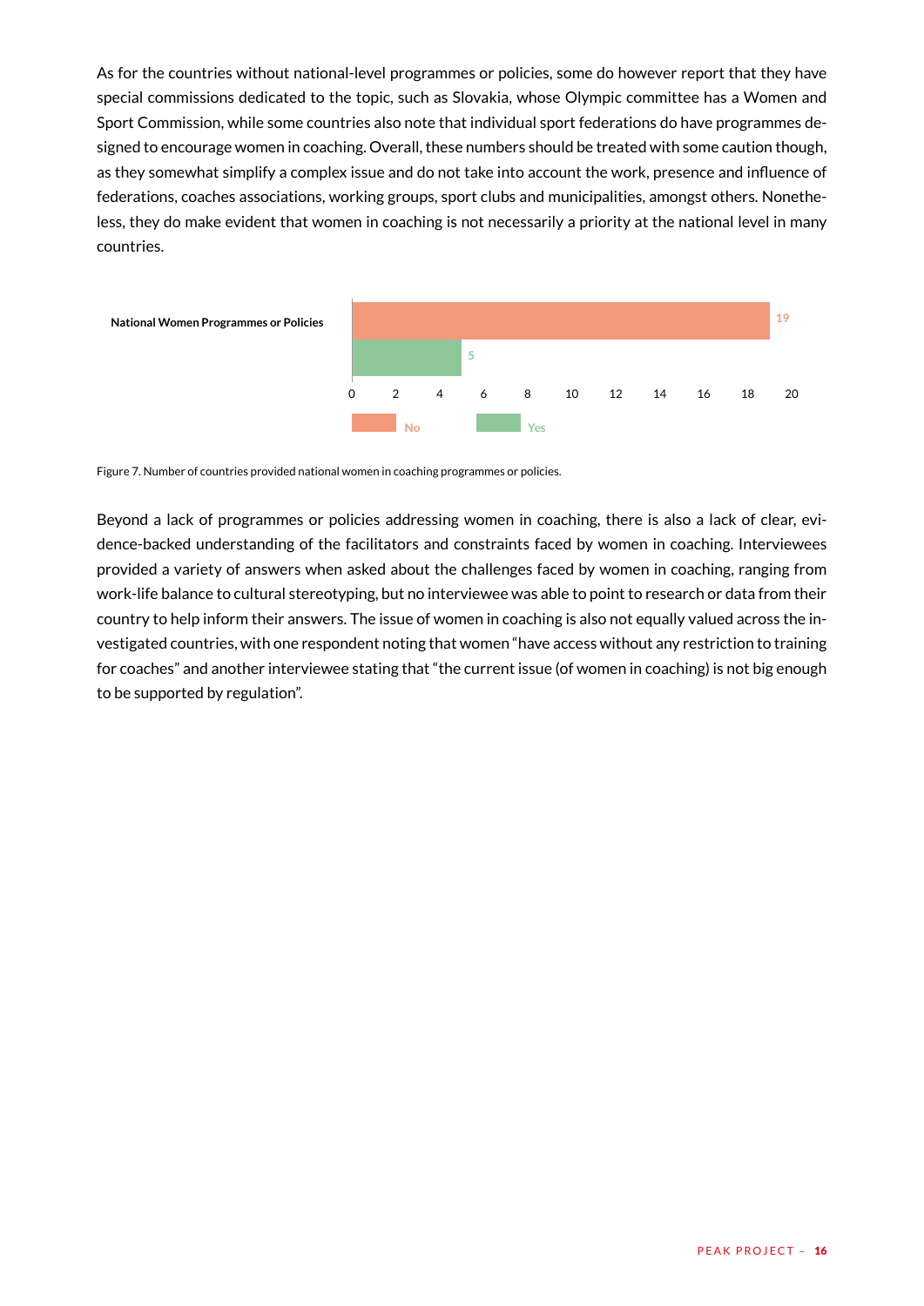As for the countries without national-level programmes or policies, some do however report that they have special commissions dedicated to the topic, such as Slovakia, whose Olympic committee has a Women and Sport Commission, while some countries also note that individual sport federations do have programmes designed to encourage women in coaching. Overall, these numbers should be treated with some caution though, as they somewhat simplify a complex issue and do not take into account the work, presence and influence of federations, coaches associations, working groups, sport clubs and municipalities, amongst others. Nonetheless, they do make evident that women in coaching is not necessarily a priority at the national level in many countries.

| National Women Programmes or Policies | Count |
|---|---|
| No | 19 |
| Yes | 5 |

Figure 7. Number of countries provided national women in coaching programmes or policies.

Beyond a lack of programmes or policies addressing women in coaching, there is also a lack of clear, evidence-backed understanding of the facilitators and constraints faced by women in coaching. Interviewees provided a variety of answers when asked about the challenges faced by women in coaching, ranging from work-life balance to cultural stereotyping, but no interviewee was able to point to research or data from their country to help inform their answers. The issue of women in coaching is also not equally valued across the investigated countries, with one respondent noting that women "have access without any restriction to training for coaches" and another interviewee stating that "the current issue (of women in coaching) is not big enough to be supported by regulation".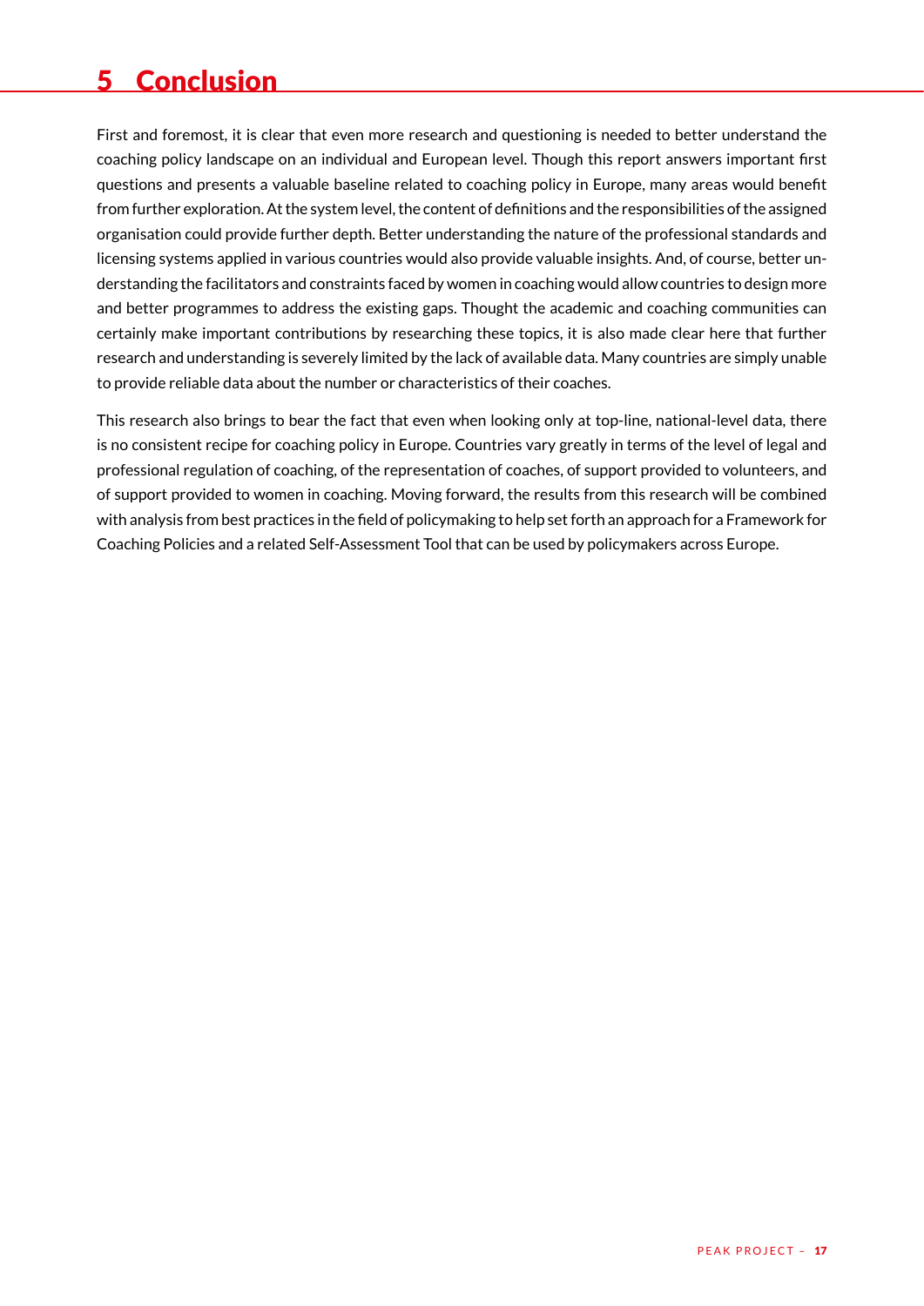# 5 Conclusion

First and foremost, it is clear that even more research and questioning is needed to better understand the coaching policy landscape on an individual and European level. Though this report answers important first questions and presents a valuable baseline related to coaching policy in Europe, many areas would benefit from further exploration. At the system level, the content of definitions and the responsibilities of the assigned organisation could provide further depth. Better understanding the nature of the professional standards and licensing systems applied in various countries would also provide valuable insights. And, of course, better understanding the facilitators and constraints faced by women in coaching would allow countries to design more and better programmes to address the existing gaps. Thought the academic and coaching communities can certainly make important contributions by researching these topics, it is also made clear here that further research and understanding is severely limited by the lack of available data. Many countries are simply unable to provide reliable data about the number or characteristics of their coaches.

This research also brings to bear the fact that even when looking only at top-line, national-level data, there is no consistent recipe for coaching policy in Europe. Countries vary greatly in terms of the level of legal and professional regulation of coaching, of the representation of coaches, of support provided to volunteers, and of support provided to women in coaching. Moving forward, the results from this research will be combined with analysis from best practices in the field of policymaking to help set forth an approach for a Framework for Coaching Policies and a related Self-Assessment Tool that can be used by policymakers across Europe.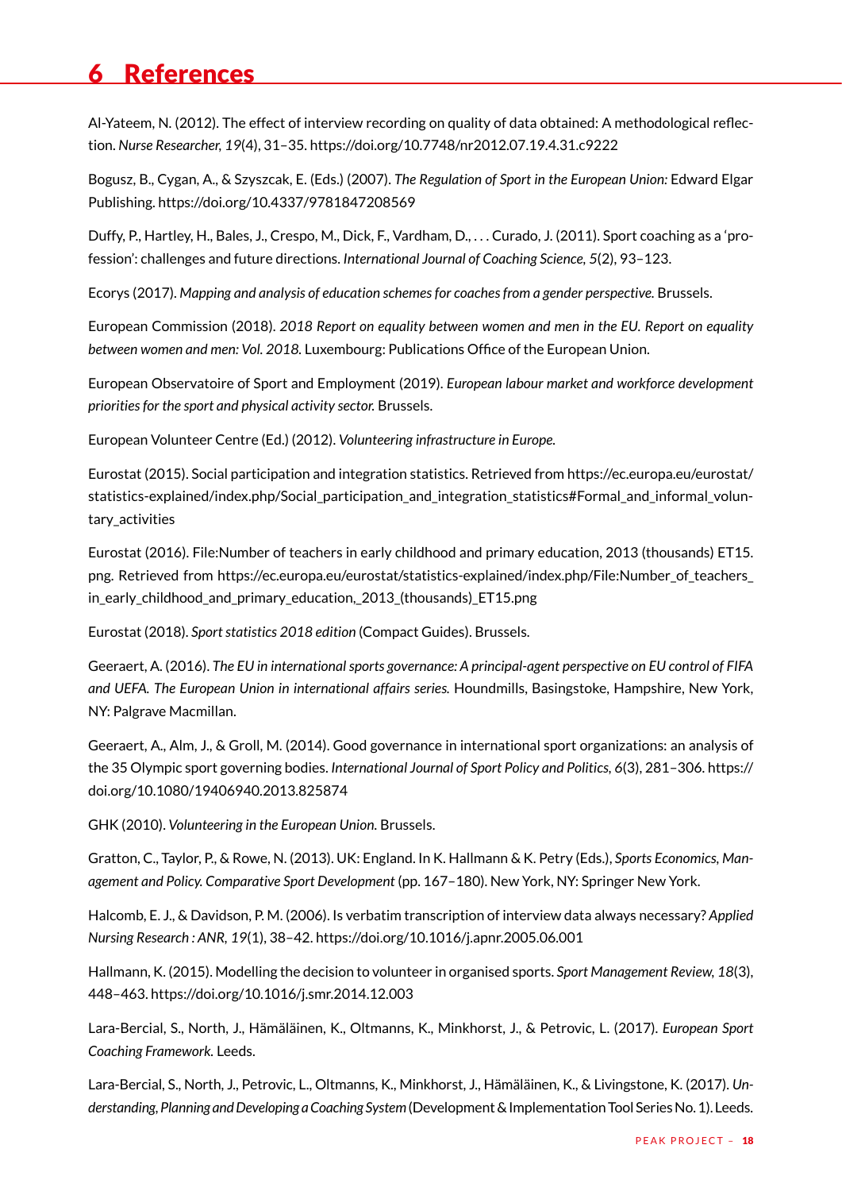# 6 References

Al-Yateem, N. (2012). The effect of interview recording on quality of data obtained: A methodological reflection. *Nurse Researcher, 19*(4), 31–35. https://doi.org/10.7748/nr2012.07.19.4.31.c9222

Bogusz, B., Cygan, A., & Szyszczak, E. (Eds.) (2007). *The Regulation of Sport in the European Union:* Edward Elgar Publishing. https://doi.org/10.4337/9781847208569

Duffy, P., Hartley, H., Bales, J., Crespo, M., Dick, F., Vardham, D., . . . Curado, J. (2011). Sport coaching as a 'profession': challenges and future directions. *International Journal of Coaching Science, 5*(2), 93–123.

Ecorys (2017). *Mapping and analysis of education schemes for coaches from a gender perspective.* Brussels.

European Commission (2018). *2018 Report on equality between women and men in the EU. Report on equality between women and men: Vol. 2018.* Luxembourg: Publications Office of the European Union.

European Observatoire of Sport and Employment (2019). *European labour market and workforce development priorities for the sport and physical activity sector.* Brussels.

European Volunteer Centre (Ed.) (2012). *Volunteering infrastructure in Europe.*

Eurostat (2015). Social participation and integration statistics. Retrieved from https://ec.europa.eu/eurostat/statistics-explained/index.php/Social_participation_and_integration_statistics#Formal_and_informal_voluntary_activities

Eurostat (2016). File:Number of teachers in early childhood and primary education, 2013 (thousands) ET15.png. Retrieved from https://ec.europa.eu/eurostat/statistics-explained/index.php/File:Number_of_teachers_in_early_childhood_and_primary_education,_2013_(thousands)_ET15.png

Eurostat (2018). *Sport statistics 2018 edition* (Compact Guides). Brussels.

Geeraert, A. (2016). *The EU in international sports governance: A principal-agent perspective on EU control of FIFA and UEFA. The European Union in international affairs series.* Houndmills, Basingstoke, Hampshire, New York, NY: Palgrave Macmillan.

Geeraert, A., Alm, J., & Groll, M. (2014). Good governance in international sport organizations: an analysis of the 35 Olympic sport governing bodies. *International Journal of Sport Policy and Politics, 6*(3), 281–306. https://doi.org/10.1080/19406940.2013.825874

GHK (2010). *Volunteering in the European Union.* Brussels.

Gratton, C., Taylor, P., & Rowe, N. (2013). UK: England. In K. Hallmann & K. Petry (Eds.), *Sports Economics, Management and Policy. Comparative Sport Development* (pp. 167–180). New York, NY: Springer New York.

Halcomb, E. J., & Davidson, P. M. (2006). Is verbatim transcription of interview data always necessary? *Applied Nursing Research : ANR, 19*(1), 38–42. https://doi.org/10.1016/j.apnr.2005.06.001

Hallmann, K. (2015). Modelling the decision to volunteer in organised sports. *Sport Management Review, 18*(3), 448–463. https://doi.org/10.1016/j.smr.2014.12.003

Lara-Bercial, S., North, J., Hämäläinen, K., Oltmanns, K., Minkhorst, J., & Petrovic, L. (2017). *European Sport Coaching Framework.* Leeds.

Lara-Bercial, S., North, J., Petrovic, L., Oltmanns, K., Minkhorst, J., Hämäläinen, K., & Livingstone, K. (2017). *Understanding, Planning and Developing a Coaching System* (Development & Implementation Tool Series No. 1). Leeds.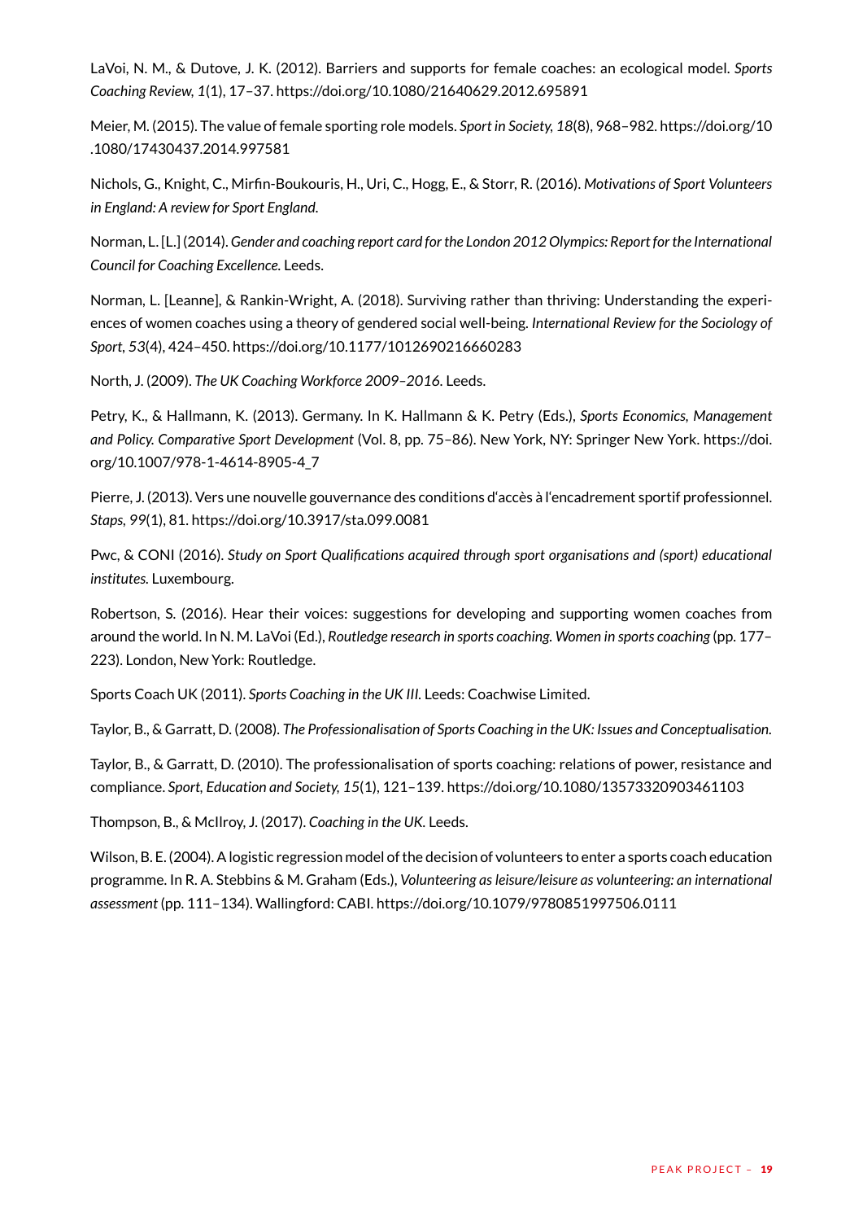LaVoi, N. M., & Dutove, J. K. (2012). Barriers and supports for female coaches: an ecological model. *Sports Coaching Review, 1*(1), 17–37. https://doi.org/10.1080/21640629.2012.695891

Meier, M. (2015). The value of female sporting role models. *Sport in Society, 18*(8), 968–982. https://doi.org/10.1080/17430437.2014.997581

Nichols, G., Knight, C., Mirfin-Boukouris, H., Uri, C., Hogg, E., & Storr, R. (2016). *Motivations of Sport Volunteers in England: A review for Sport England.*

Norman, L. [L.] (2014). *Gender and coaching report card for the London 2012 Olympics: Report for the International Council for Coaching Excellence.* Leeds.

Norman, L. [Leanne], & Rankin-Wright, A. (2018). Surviving rather than thriving: Understanding the experiences of women coaches using a theory of gendered social well-being. *International Review for the Sociology of Sport, 53*(4), 424–450. https://doi.org/10.1177/1012690216660283

North, J. (2009). *The UK Coaching Workforce 2009–2016*. Leeds.

Petry, K., & Hallmann, K. (2013). Germany. In K. Hallmann & K. Petry (Eds.), *Sports Economics, Management and Policy. Comparative Sport Development* (Vol. 8, pp. 75–86). New York, NY: Springer New York. https://doi.org/10.1007/978-1-4614-8905-4_7

Pierre, J. (2013). Vers une nouvelle gouvernance des conditions d'accès à l'encadrement sportif professionnel. *Staps, 99*(1), 81. https://doi.org/10.3917/sta.099.0081

Pwc, & CONI (2016). *Study on Sport Qualifications acquired through sport organisations and (sport) educational institutes.* Luxembourg.

Robertson, S. (2016). Hear their voices: suggestions for developing and supporting women coaches from around the world. In N. M. LaVoi (Ed.), *Routledge research in sports coaching. Women in sports coaching* (pp. 177–223). London, New York: Routledge.

Sports Coach UK (2011). *Sports Coaching in the UK III.* Leeds: Coachwise Limited.

Taylor, B., & Garratt, D. (2008). *The Professionalisation of Sports Coaching in the UK: Issues and Conceptualisation.*

Taylor, B., & Garratt, D. (2010). The professionalisation of sports coaching: relations of power, resistance and compliance. *Sport, Education and Society, 15*(1), 121–139. https://doi.org/10.1080/13573320903461103

Thompson, B., & McIlroy, J. (2017). *Coaching in the UK.* Leeds.

Wilson, B. E. (2004). A logistic regression model of the decision of volunteers to enter a sports coach education programme. In R. A. Stebbins & M. Graham (Eds.), *Volunteering as leisure/leisure as volunteering: an international assessment* (pp. 111–134). Wallingford: CABI. https://doi.org/10.1079/9780851997506.0111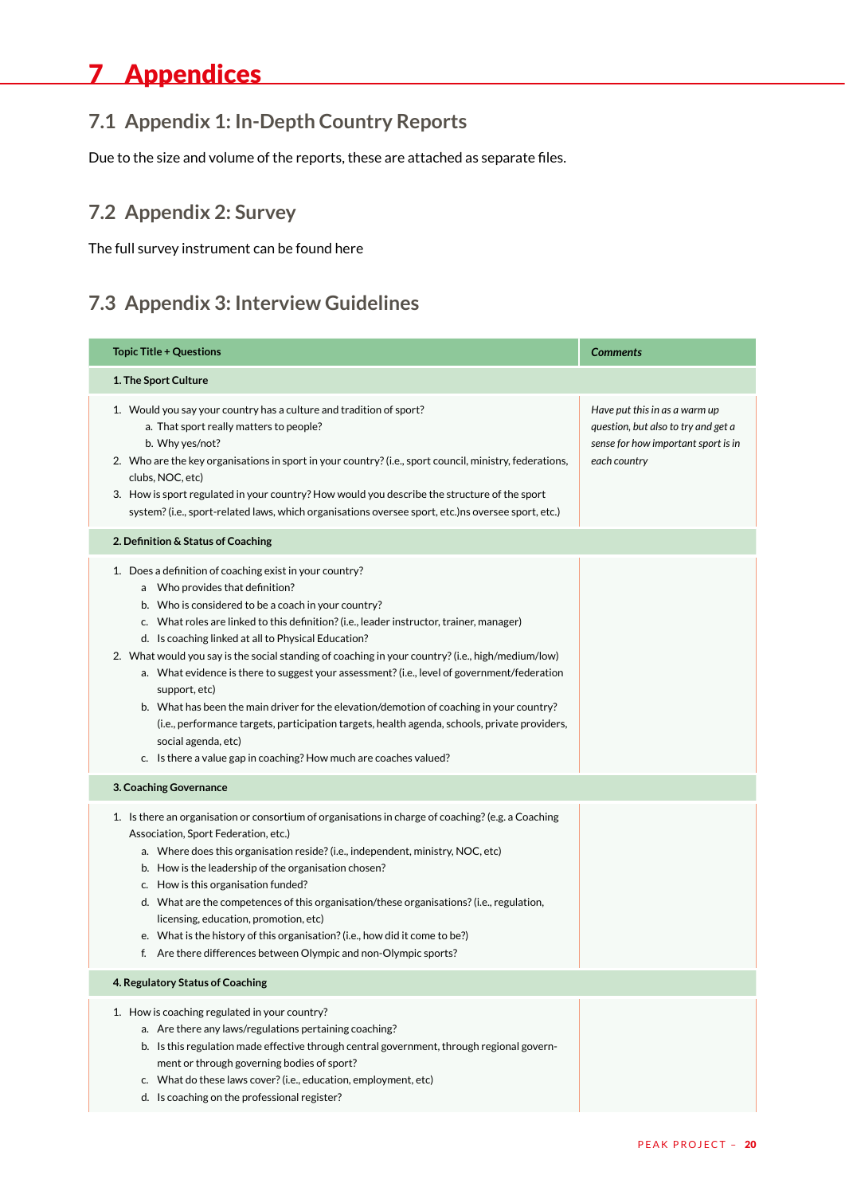# 7 Appendices

## 7.1 Appendix 1: In-Depth Country Reports

Due to the size and volume of the reports, these are attached as separate files.

## 7.2 Appendix 2: Survey

The full survey instrument can be found here

## 7.3 Appendix 3: Interview Guidelines

| Topic Title + Questions | *Comments* |
|---|---|
| **1. The Sport Culture** | |
| 1. Would you say your country has a culture and tradition of sport?<br>&nbsp;&nbsp;&nbsp;&nbsp;a. That sport really matters to people?<br>&nbsp;&nbsp;&nbsp;&nbsp;b. Why yes/not?<br>2. Who are the key organisations in sport in your country? (i.e., sport council, ministry, federations, clubs, NOC, etc)<br>3. How is sport regulated in your country? How would you describe the structure of the sport system? (i.e., sport-related laws, which organisations oversee sport, etc.)ns oversee sport, etc.) | *Have put this in as a warm up question, but also to try and get a sense for how important sport is in each country* |
| **2. Definition & Status of Coaching** | |
| 1. Does a definition of coaching exist in your country?<br>&nbsp;&nbsp;&nbsp;&nbsp;a Who provides that definition?<br>&nbsp;&nbsp;&nbsp;&nbsp;b. Who is considered to be a coach in your country?<br>&nbsp;&nbsp;&nbsp;&nbsp;c. What roles are linked to this definition? (i.e., leader instructor, trainer, manager)<br>&nbsp;&nbsp;&nbsp;&nbsp;d. Is coaching linked at all to Physical Education?<br>2. What would you say is the social standing of coaching in your country? (i.e., high/medium/low)<br>&nbsp;&nbsp;&nbsp;&nbsp;a. What evidence is there to suggest your assessment? (i.e., level of government/federation support, etc)<br>&nbsp;&nbsp;&nbsp;&nbsp;b. What has been the main driver for the elevation/demotion of coaching in your country? (i.e., performance targets, participation targets, health agenda, schools, private providers, social agenda, etc)<br>&nbsp;&nbsp;&nbsp;&nbsp;c. Is there a value gap in coaching? How much are coaches valued? | |
| **3. Coaching Governance** | |
| 1. Is there an organisation or consortium of organisations in charge of coaching? (e.g. a Coaching Association, Sport Federation, etc.)<br>&nbsp;&nbsp;&nbsp;&nbsp;a. Where does this organisation reside? (i.e., independent, ministry, NOC, etc)<br>&nbsp;&nbsp;&nbsp;&nbsp;b. How is the leadership of the organisation chosen?<br>&nbsp;&nbsp;&nbsp;&nbsp;c. How is this organisation funded?<br>&nbsp;&nbsp;&nbsp;&nbsp;d. What are the competences of this organisation/these organisations? (i.e., regulation, licensing, education, promotion, etc)<br>&nbsp;&nbsp;&nbsp;&nbsp;e. What is the history of this organisation? (i.e., how did it come to be?)<br>&nbsp;&nbsp;&nbsp;&nbsp;f. Are there differences between Olympic and non-Olympic sports? | |
| **4. Regulatory Status of Coaching** | |
| 1. How is coaching regulated in your country?<br>&nbsp;&nbsp;&nbsp;&nbsp;a. Are there any laws/regulations pertaining coaching?<br>&nbsp;&nbsp;&nbsp;&nbsp;b. Is this regulation made effective through central government, through regional government or through governing bodies of sport?<br>&nbsp;&nbsp;&nbsp;&nbsp;c. What do these laws cover? (i.e., education, employment, etc)<br>&nbsp;&nbsp;&nbsp;&nbsp;d. Is coaching on the professional register? | |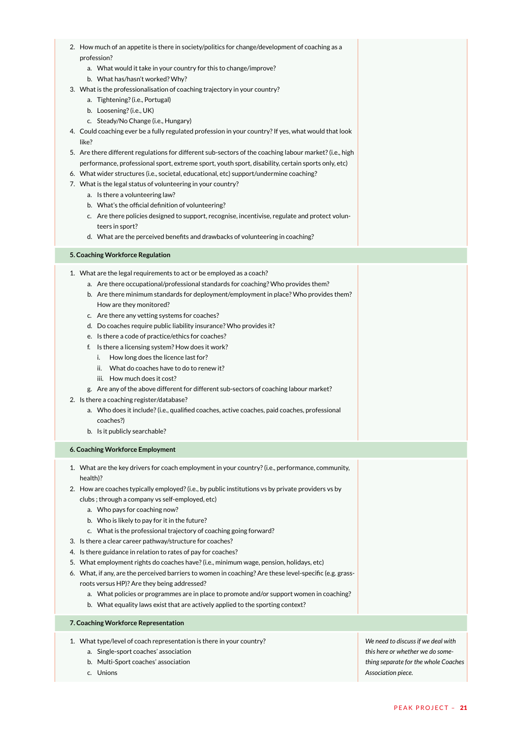2. How much of an appetite is there in society/politics for change/development of coaching as a profession?
    a. What would it take in your country for this to change/improve?
    b. What has/hasn't worked? Why?
3. What is the professionalisation of coaching trajectory in your country?
    a. Tightening? (i.e., Portugal)
    b. Loosening? (i.e., UK)
    c. Steady/No Change (i.e., Hungary)
4. Could coaching ever be a fully regulated profession in your country? If yes, what would that look like?
5. Are there different regulations for different sub-sectors of the coaching labour market? (i.e., high performance, professional sport, extreme sport, youth sport, disability, certain sports only, etc)
6. What wider structures (i.e., societal, educational, etc) support/undermine coaching?
7. What is the legal status of volunteering in your country?
    a. Is there a volunteering law?
    b. What's the official definition of volunteering?
    c. Are there policies designed to support, recognise, incentivise, regulate and protect volunteers in sport?
    d. What are the perceived benefits and drawbacks of volunteering in coaching?

**5. Coaching Workforce Regulation**

1. What are the legal requirements to act or be employed as a coach?
    a. Are there occupational/professional standards for coaching? Who provides them?
    b. Are there minimum standards for deployment/employment in place? Who provides them? How are they monitored?
    c. Are there any vetting systems for coaches?
    d. Do coaches require public liability insurance? Who provides it?
    e. Is there a code of practice/ethics for coaches?
    f. Is there a licensing system? How does it work?
        i. How long does the licence last for?
        ii. What do coaches have to do to renew it?
        iii. How much does it cost?
    g. Are any of the above different for different sub-sectors of coaching labour market?
2. Is there a coaching register/database?
    a. Who does it include? (i.e., qualified coaches, active coaches, paid coaches, professional coaches?)
    b. Is it publicly searchable?

**6. Coaching Workforce Employment**

1. What are the key drivers for coach employment in your country? (i.e., performance, community, health)?
2. How are coaches typically employed? (i.e., by public institutions vs by private providers vs by clubs ; through a company vs self-employed, etc)
    a. Who pays for coaching now?
    b. Who is likely to pay for it in the future?
    c. What is the professional trajectory of coaching going forward?
3. Is there a clear career pathway/structure for coaches?
4. Is there guidance in relation to rates of pay for coaches?
5. What employment rights do coaches have? (i.e., minimum wage, pension, holidays, etc)
6. What, if any, are the perceived barriers to women in coaching? Are these level-specific (e.g. grassroots versus HP)? Are they being addressed?
    a. What policies or programmes are in place to promote and/or support women in coaching?
    b. What equality laws exist that are actively applied to the sporting context?

**7. Coaching Workforce Representation**

1. What type/level of coach representation is there in your country?
    a. Single-sport coaches' association
    b. Multi-Sport coaches' association
    c. Unions

*We need to discuss if we deal with this here or whether we do something separate for the whole Coaches Association piece.*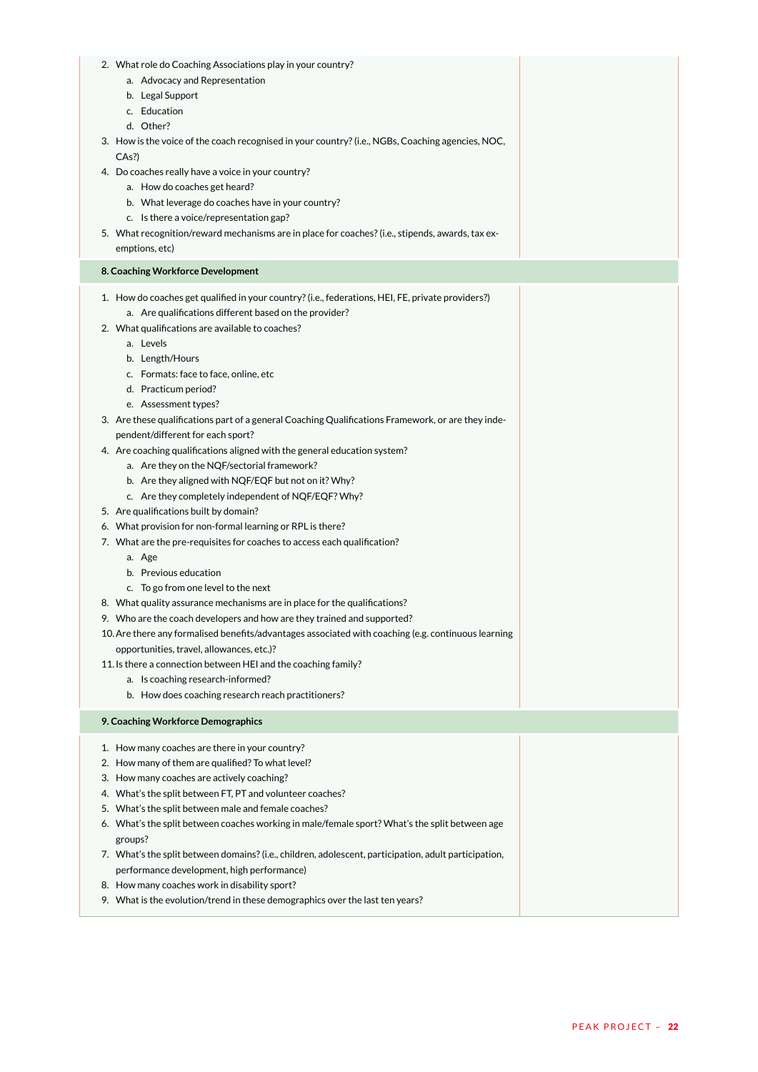2. What role do Coaching Associations play in your country?
    a. Advocacy and Representation
    b. Legal Support
    c. Education
    d. Other?
3. How is the voice of the coach recognised in your country? (i.e., NGBs, Coaching agencies, NOC, CAs?)
4. Do coaches really have a voice in your country?
    a. How do coaches get heard?
    b. What leverage do coaches have in your country?
    c. Is there a voice/representation gap?
5. What recognition/reward mechanisms are in place for coaches? (i.e., stipends, awards, tax exemptions, etc)

**8. Coaching Workforce Development**

1. How do coaches get qualified in your country? (i.e., federations, HEI, FE, private providers?)
    a. Are qualifications different based on the provider?
2. What qualifications are available to coaches?
    a. Levels
    b. Length/Hours
    c. Formats: face to face, online, etc
    d. Practicum period?
    e. Assessment types?
3. Are these qualifications part of a general Coaching Qualifications Framework, or are they independent/different for each sport?
4. Are coaching qualifications aligned with the general education system?
    a. Are they on the NQF/sectorial framework?
    b. Are they aligned with NQF/EQF but not on it? Why?
    c. Are they completely independent of NQF/EQF? Why?
5. Are qualifications built by domain?
6. What provision for non-formal learning or RPL is there?
7. What are the pre-requisites for coaches to access each qualification?
    a. Age
    b. Previous education
    c. To go from one level to the next
8. What quality assurance mechanisms are in place for the qualifications?
9. Who are the coach developers and how are they trained and supported?
10. Are there any formalised benefits/advantages associated with coaching (e.g. continuous learning opportunities, travel, allowances, etc.)?
11. Is there a connection between HEI and the coaching family?
    a. Is coaching research-informed?
    b. How does coaching research reach practitioners?

**9. Coaching Workforce Demographics**

1. How many coaches are there in your country?
2. How many of them are qualified? To what level?
3. How many coaches are actively coaching?
4. What's the split between FT, PT and volunteer coaches?
5. What's the split between male and female coaches?
6. What's the split between coaches working in male/female sport? What's the split between age groups?
7. What's the split between domains? (i.e., children, adolescent, participation, adult participation, performance development, high performance)
8. How many coaches work in disability sport?
9. What is the evolution/trend in these demographics over the last ten years?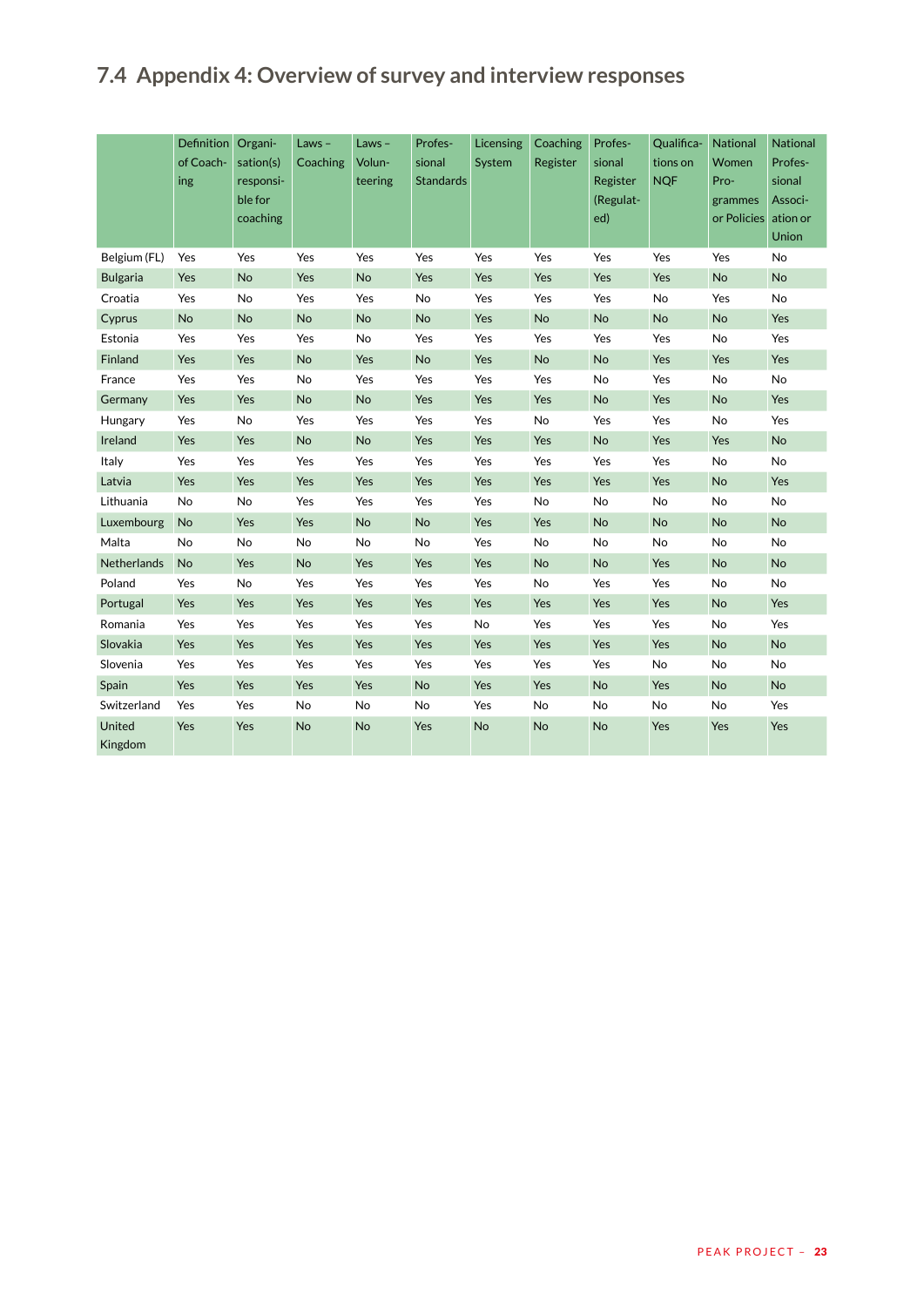## 7.4 Appendix 4: Overview of survey and interview responses

| | Definition of Coaching | Organisation(s) responsible for coaching | Laws – Coaching | Laws – Volunteering | Professional Standards | Licensing System | Coaching Register | Professional Register (Regulated) | Qualifications on NQF | National Women Programmes or Policies | National Professional Association or Union |
|---|---|---|---|---|---|---|---|---|---|---|---|
| Belgium (FL) | Yes | Yes | Yes | Yes | Yes | Yes | Yes | Yes | Yes | Yes | No |
| Bulgaria | Yes | No | Yes | No | Yes | Yes | Yes | Yes | Yes | No | No |
| Croatia | Yes | No | Yes | Yes | No | Yes | Yes | Yes | No | Yes | No |
| Cyprus | No | No | No | No | No | Yes | No | No | No | No | Yes |
| Estonia | Yes | Yes | Yes | No | Yes | Yes | Yes | Yes | Yes | No | Yes |
| Finland | Yes | Yes | No | Yes | No | Yes | No | No | Yes | Yes | Yes |
| France | Yes | Yes | No | Yes | Yes | Yes | Yes | No | Yes | No | No |
| Germany | Yes | Yes | No | No | Yes | Yes | Yes | No | Yes | No | Yes |
| Hungary | Yes | No | Yes | Yes | Yes | Yes | No | Yes | Yes | No | Yes |
| Ireland | Yes | Yes | No | No | Yes | Yes | Yes | No | Yes | Yes | No |
| Italy | Yes | Yes | Yes | Yes | Yes | Yes | Yes | Yes | Yes | No | No |
| Latvia | Yes | Yes | Yes | Yes | Yes | Yes | Yes | Yes | Yes | No | Yes |
| Lithuania | No | No | Yes | Yes | Yes | Yes | No | No | No | No | No |
| Luxembourg | No | Yes | Yes | No | No | Yes | Yes | No | No | No | No |
| Malta | No | No | No | No | No | Yes | No | No | No | No | No |
| Netherlands | No | Yes | No | Yes | Yes | Yes | No | No | Yes | No | No |
| Poland | Yes | No | Yes | Yes | Yes | Yes | No | Yes | Yes | No | No |
| Portugal | Yes | Yes | Yes | Yes | Yes | Yes | Yes | Yes | Yes | No | Yes |
| Romania | Yes | Yes | Yes | Yes | Yes | No | Yes | Yes | Yes | No | Yes |
| Slovakia | Yes | Yes | Yes | Yes | Yes | Yes | Yes | Yes | Yes | No | No |
| Slovenia | Yes | Yes | Yes | Yes | Yes | Yes | Yes | Yes | No | No | No |
| Spain | Yes | Yes | Yes | Yes | No | Yes | Yes | No | Yes | No | No |
| Switzerland | Yes | Yes | No | No | No | Yes | No | No | No | No | Yes |
| United Kingdom | Yes | Yes | No | No | Yes | No | No | No | Yes | Yes | Yes |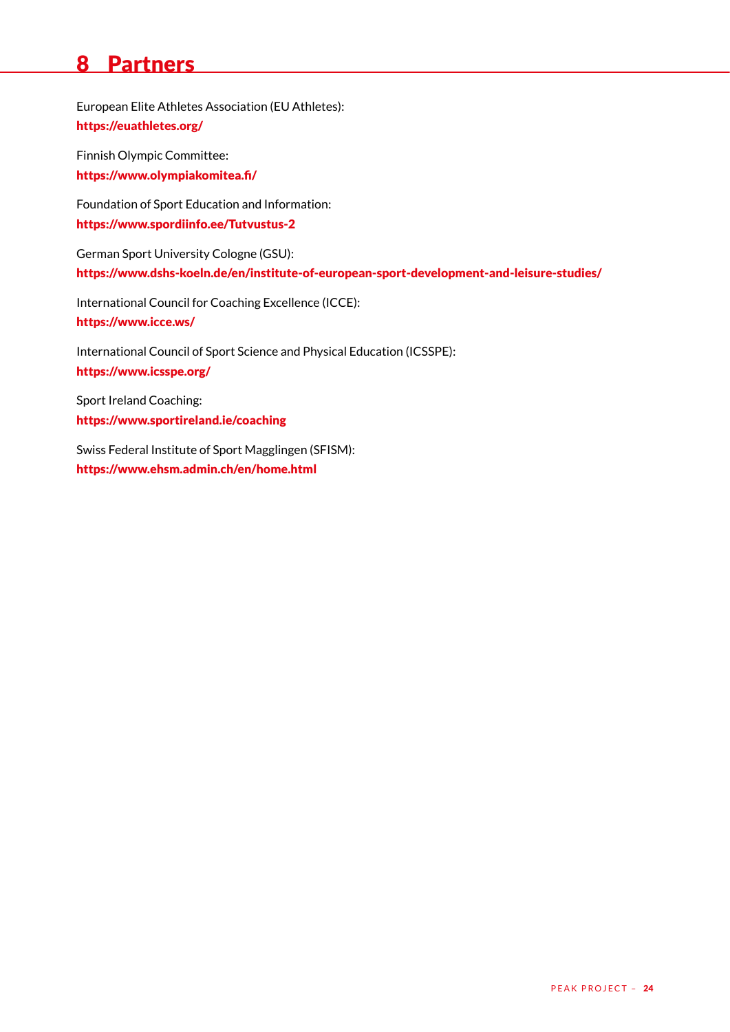# 8 Partners

European Elite Athletes Association (EU Athletes):
**https://euathletes.org/**

Finnish Olympic Committee:
**https://www.olympiakomitea.fi/**

Foundation of Sport Education and Information:
**https://www.spordiinfo.ee/Tutvustus-2**

German Sport University Cologne (GSU):
**https://www.dshs-koeln.de/en/institute-of-european-sport-development-and-leisure-studies/**

International Council for Coaching Excellence (ICCE):
**https://www.icce.ws/**

International Council of Sport Science and Physical Education (ICSSPE):
**https://www.icsspe.org/**

Sport Ireland Coaching:
**https://www.sportireland.ie/coaching**

Swiss Federal Institute of Sport Magglingen (SFISM):
**https://www.ehsm.admin.ch/en/home.html**